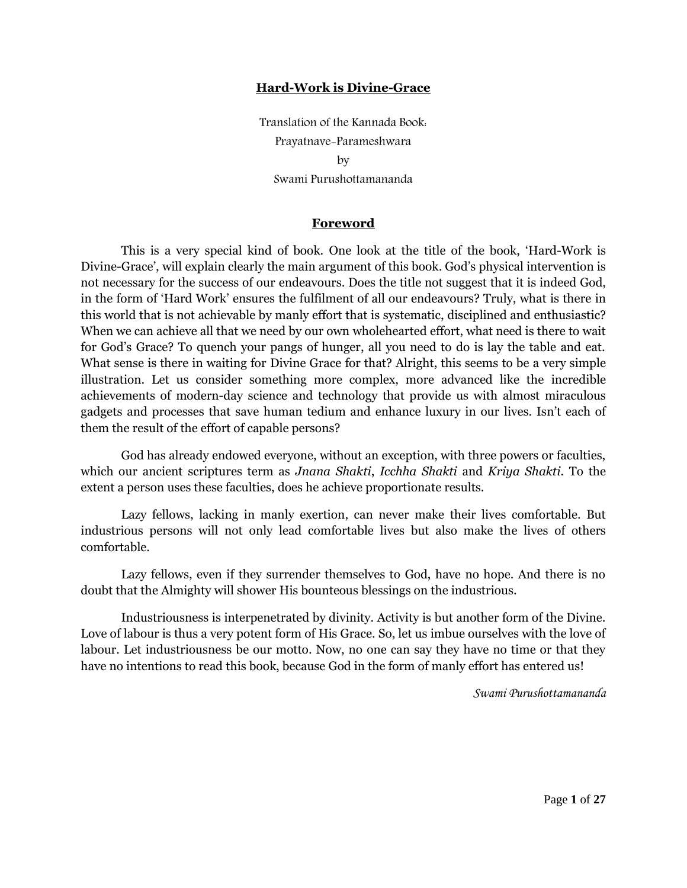# Hard-Work is Divine-Grace

Translation of the Kannada Book:
Prayatnave-Parameshwara
by
Swami Purushottamananda

## Foreword

This is a very special kind of book. One look at the title of the book, 'Hard-Work is Divine-Grace', will explain clearly the main argument of this book. God's physical intervention is not necessary for the success of our endeavours. Does the title not suggest that it is indeed God, in the form of 'Hard Work' ensures the fulfilment of all our endeavours? Truly, what is there in this world that is not achievable by manly effort that is systematic, disciplined and enthusiastic? When we can achieve all that we need by our own wholehearted effort, what need is there to wait for God's Grace? To quench your pangs of hunger, all you need to do is lay the table and eat. What sense is there in waiting for Divine Grace for that? Alright, this seems to be a very simple illustration. Let us consider something more complex, more advanced like the incredible achievements of modern-day science and technology that provide us with almost miraculous gadgets and processes that save human tedium and enhance luxury in our lives. Isn't each of them the result of the effort of capable persons?

God has already endowed everyone, without an exception, with three powers or faculties, which our ancient scriptures term as *Jnana Shakti*, *Icchha Shakti* and *Kriya Shakti*. To the extent a person uses these faculties, does he achieve proportionate results.

Lazy fellows, lacking in manly exertion, can never make their lives comfortable. But industrious persons will not only lead comfortable lives but also make the lives of others comfortable.

Lazy fellows, even if they surrender themselves to God, have no hope. And there is no doubt that the Almighty will shower His bounteous blessings on the industrious.

Industriousness is interpenetrated by divinity. Activity is but another form of the Divine. Love of labour is thus a very potent form of His Grace. So, let us imbue ourselves with the love of labour. Let industriousness be our motto. Now, no one can say they have no time or that they have no intentions to read this book, because God in the form of manly effort has entered us!

*Swami Purushottamananda*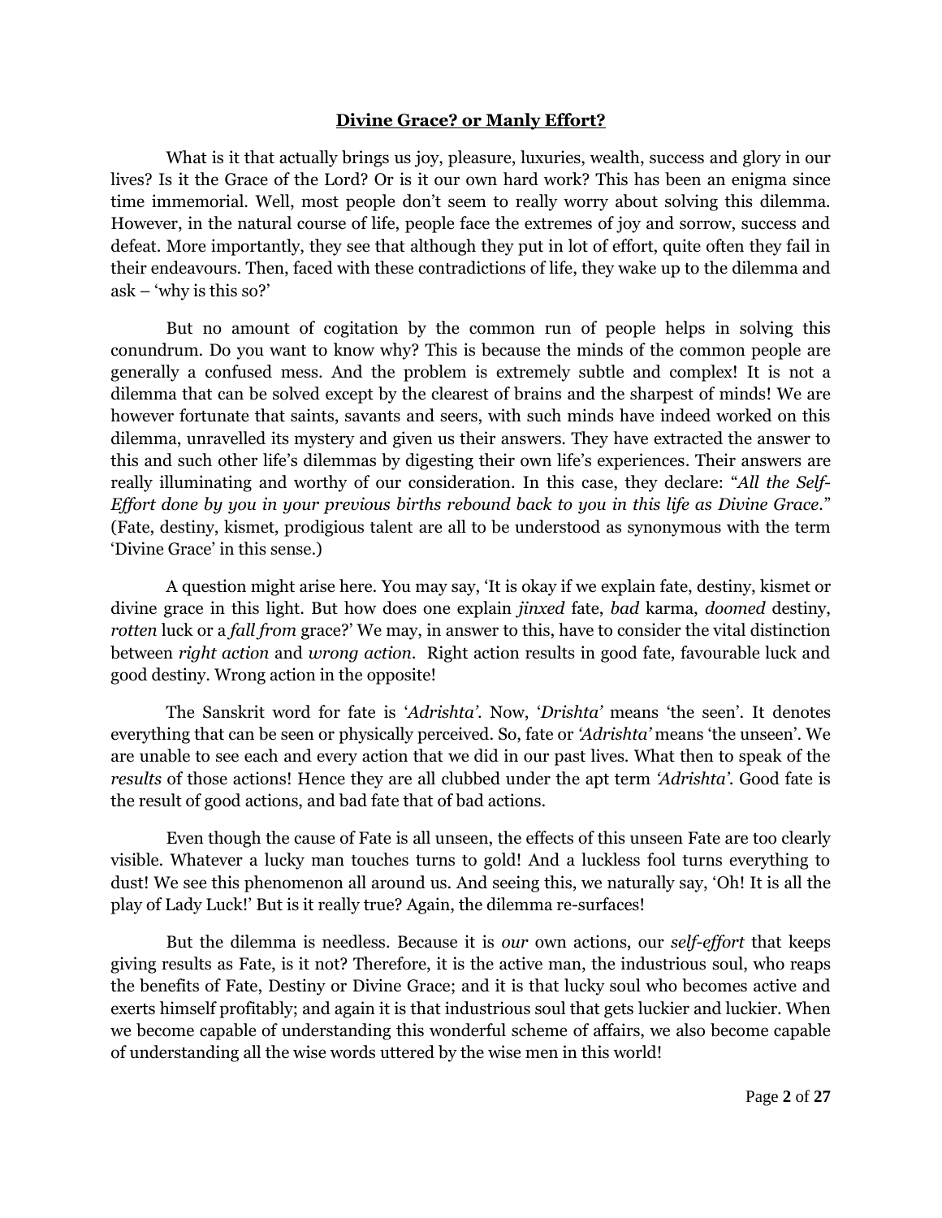## **Divine Grace? or Manly Effort?**

What is it that actually brings us joy, pleasure, luxuries, wealth, success and glory in our lives? Is it the Grace of the Lord? Or is it our own hard work? This has been an enigma since time immemorial. Well, most people don't seem to really worry about solving this dilemma. However, in the natural course of life, people face the extremes of joy and sorrow, success and defeat. More importantly, they see that although they put in lot of effort, quite often they fail in their endeavours. Then, faced with these contradictions of life, they wake up to the dilemma and ask – 'why is this so?'

But no amount of cogitation by the common run of people helps in solving this conundrum. Do you want to know why? This is because the minds of the common people are generally a confused mess. And the problem is extremely subtle and complex! It is not a dilemma that can be solved except by the clearest of brains and the sharpest of minds! We are however fortunate that saints, savants and seers, with such minds have indeed worked on this dilemma, unravelled its mystery and given us their answers. They have extracted the answer to this and such other life's dilemmas by digesting their own life's experiences. Their answers are really illuminating and worthy of our consideration. In this case, they declare: "*All the Self-Effort done by you in your previous births rebound back to you in this life as Divine Grace.*" (Fate, destiny, kismet, prodigious talent are all to be understood as synonymous with the term 'Divine Grace' in this sense.)

A question might arise here. You may say, 'It is okay if we explain fate, destiny, kismet or divine grace in this light. But how does one explain *jinxed* fate, *bad* karma, *doomed* destiny, *rotten* luck or a *fall from* grace?' We may, in answer to this, have to consider the vital distinction between *right action* and *wrong action*. Right action results in good fate, favourable luck and good destiny. Wrong action in the opposite!

The Sanskrit word for fate is '*Adrishta'*. Now, '*Drishta'* means 'the seen'. It denotes everything that can be seen or physically perceived. So, fate or *'Adrishta'* means 'the unseen'. We are unable to see each and every action that we did in our past lives. What then to speak of the *results* of those actions! Hence they are all clubbed under the apt term *'Adrishta'*. Good fate is the result of good actions, and bad fate that of bad actions.

Even though the cause of Fate is all unseen, the effects of this unseen Fate are too clearly visible. Whatever a lucky man touches turns to gold! And a luckless fool turns everything to dust! We see this phenomenon all around us. And seeing this, we naturally say, 'Oh! It is all the play of Lady Luck!' But is it really true? Again, the dilemma re-surfaces!

But the dilemma is needless. Because it is *our* own actions, our *self-effort* that keeps giving results as Fate, is it not? Therefore, it is the active man, the industrious soul, who reaps the benefits of Fate, Destiny or Divine Grace; and it is that lucky soul who becomes active and exerts himself profitably; and again it is that industrious soul that gets luckier and luckier. When we become capable of understanding this wonderful scheme of affairs, we also become capable of understanding all the wise words uttered by the wise men in this world!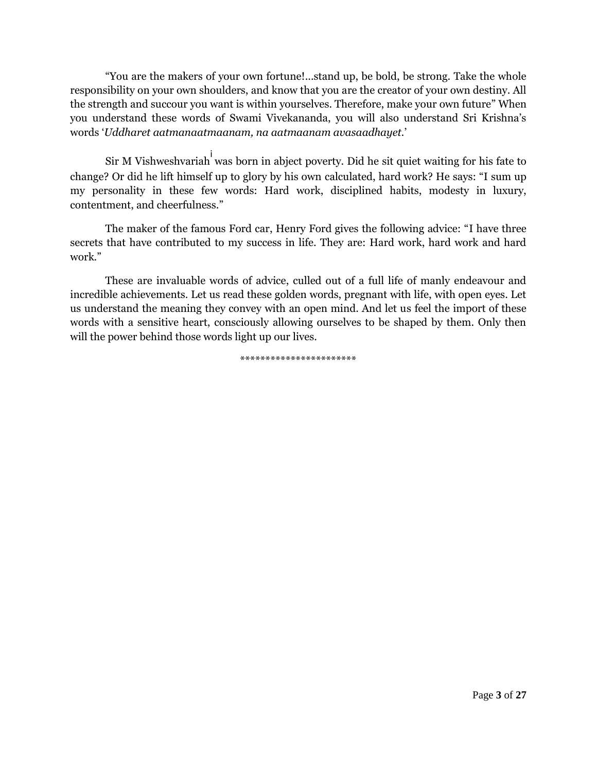"You are the makers of your own fortune!...stand up, be bold, be strong. Take the whole responsibility on your own shoulders, and know that you are the creator of your own destiny. All the strength and succour you want is within yourselves. Therefore, make your own future" When you understand these words of Swami Vivekananda, you will also understand Sri Krishna's words '*Uddharet aatmanaatmaanam, na aatmaanam avasaadhayet.*'

Sir M Vishweshvariah[i] was born in abject poverty. Did he sit quiet waiting for his fate to change? Or did he lift himself up to glory by his own calculated, hard work? He says: "I sum up my personality in these few words: Hard work, disciplined habits, modesty in luxury, contentment, and cheerfulness."

The maker of the famous Ford car, Henry Ford gives the following advice: "I have three secrets that have contributed to my success in life. They are: Hard work, hard work and hard work."

These are invaluable words of advice, culled out of a full life of manly endeavour and incredible achievements. Let us read these golden words, pregnant with life, with open eyes. Let us understand the meaning they convey with an open mind. And let us feel the import of these words with a sensitive heart, consciously allowing ourselves to be shaped by them. Only then will the power behind those words light up our lives.

**********************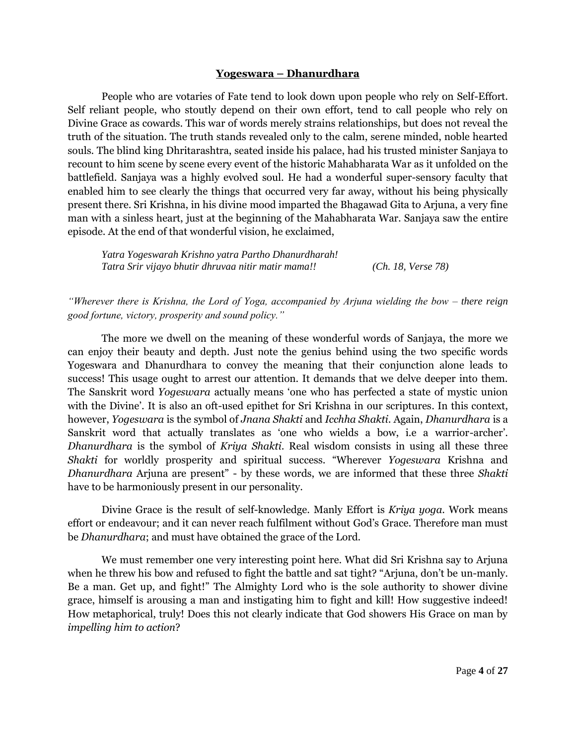## Yogeswara – Dhanurdhara

People who are votaries of Fate tend to look down upon people who rely on Self-Effort. Self reliant people, who stoutly depend on their own effort, tend to call people who rely on Divine Grace as cowards. This war of words merely strains relationships, but does not reveal the truth of the situation. The truth stands revealed only to the calm, serene minded, noble hearted souls. The blind king Dhritarashtra, seated inside his palace, had his trusted minister Sanjaya to recount to him scene by scene every event of the historic Mahabharata War as it unfolded on the battlefield. Sanjaya was a highly evolved soul. He had a wonderful super-sensory faculty that enabled him to see clearly the things that occurred very far away, without his being physically present there. Sri Krishna, in his divine mood imparted the Bhagawad Gita to Arjuna, a very fine man with a sinless heart, just at the beginning of the Mahabharata War. Sanjaya saw the entire episode. At the end of that wonderful vision, he exclaimed,

*Yatra Yogeswarah Krishno yatra Partho Dhanurdharah!*
*Tatra Srir vijayo bhutir dhruvaa nitir matir mama!!* (Ch. 18, Verse 78)

*"Wherever there is Krishna, the Lord of Yoga, accompanied by Arjuna wielding the bow – there reign good fortune, victory, prosperity and sound policy."*

The more we dwell on the meaning of these wonderful words of Sanjaya, the more we can enjoy their beauty and depth. Just note the genius behind using the two specific words Yogeswara and Dhanurdhara to convey the meaning that their conjunction alone leads to success! This usage ought to arrest our attention. It demands that we delve deeper into them. The Sanskrit word *Yogeswara* actually means 'one who has perfected a state of mystic union with the Divine'. It is also an oft-used epithet for Sri Krishna in our scriptures. In this context, however, *Yogeswara* is the symbol of *Jnana Shakti* and *Icchha Shakti*. Again, *Dhanurdhara* is a Sanskrit word that actually translates as 'one who wields a bow, i.e a warrior-archer'. *Dhanurdhara* is the symbol of *Kriya Shakti*. Real wisdom consists in using all these three *Shakti* for worldly prosperity and spiritual success. "Wherever *Yogeswara* Krishna and *Dhanurdhara* Arjuna are present" - by these words, we are informed that these three *Shakti* have to be harmoniously present in our personality.

Divine Grace is the result of self-knowledge. Manly Effort is *Kriya yoga*. Work means effort or endeavour; and it can never reach fulfilment without God's Grace. Therefore man must be *Dhanurdhara*; and must have obtained the grace of the Lord.

We must remember one very interesting point here. What did Sri Krishna say to Arjuna when he threw his bow and refused to fight the battle and sat tight? "Arjuna, don't be un-manly. Be a man. Get up, and fight!" The Almighty Lord who is the sole authority to shower divine grace, himself is arousing a man and instigating him to fight and kill! How suggestive indeed! How metaphorical, truly! Does this not clearly indicate that God showers His Grace on man by *impelling him to action*?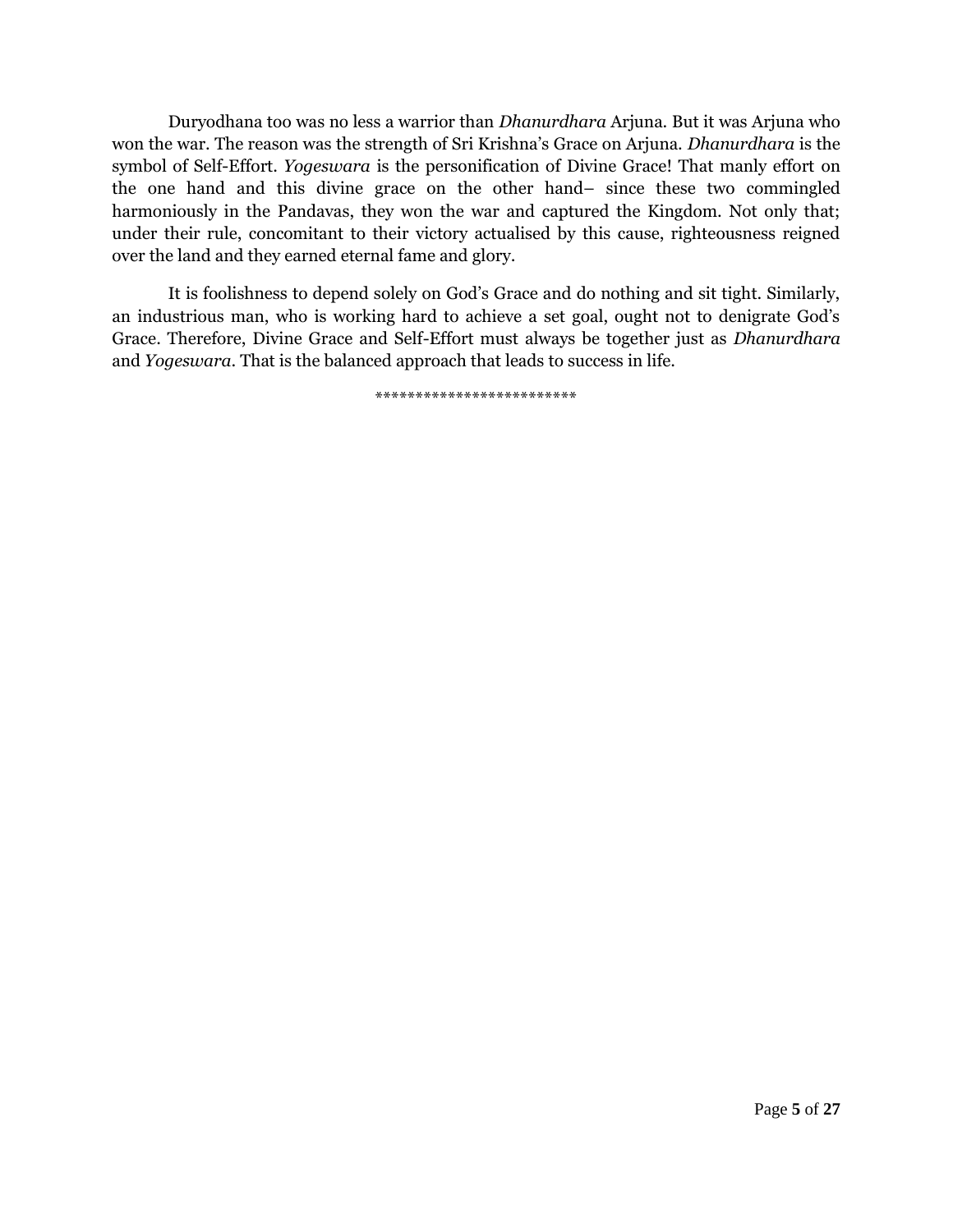Duryodhana too was no less a warrior than *Dhanurdhara* Arjuna. But it was Arjuna who won the war. The reason was the strength of Sri Krishna's Grace on Arjuna. *Dhanurdhara* is the symbol of Self-Effort. *Yogeswara* is the personification of Divine Grace! That manly effort on the one hand and this divine grace on the other hand– since these two commingled harmoniously in the Pandavas, they won the war and captured the Kingdom. Not only that; under their rule, concomitant to their victory actualised by this cause, righteousness reigned over the land and they earned eternal fame and glory.

It is foolishness to depend solely on God's Grace and do nothing and sit tight. Similarly, an industrious man, who is working hard to achieve a set goal, ought not to denigrate God's Grace. Therefore, Divine Grace and Self-Effort must always be together just as *Dhanurdhara* and *Yogeswara*. That is the balanced approach that leads to success in life.

*************************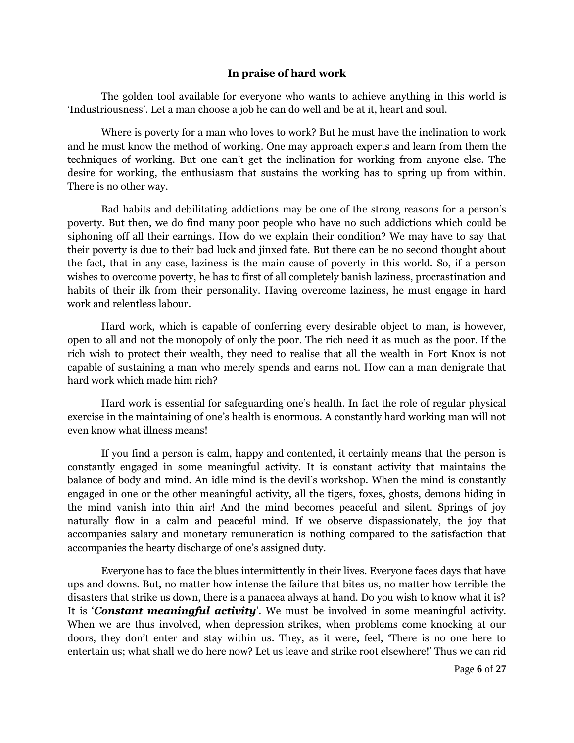## In praise of hard work

The golden tool available for everyone who wants to achieve anything in this world is 'Industriousness'. Let a man choose a job he can do well and be at it, heart and soul.

Where is poverty for a man who loves to work? But he must have the inclination to work and he must know the method of working. One may approach experts and learn from them the techniques of working. But one can't get the inclination for working from anyone else. The desire for working, the enthusiasm that sustains the working has to spring up from within. There is no other way.

Bad habits and debilitating addictions may be one of the strong reasons for a person's poverty. But then, we do find many poor people who have no such addictions which could be siphoning off all their earnings. How do we explain their condition? We may have to say that their poverty is due to their bad luck and jinxed fate. But there can be no second thought about the fact, that in any case, laziness is the main cause of poverty in this world. So, if a person wishes to overcome poverty, he has to first of all completely banish laziness, procrastination and habits of their ilk from their personality. Having overcome laziness, he must engage in hard work and relentless labour.

Hard work, which is capable of conferring every desirable object to man, is however, open to all and not the monopoly of only the poor. The rich need it as much as the poor. If the rich wish to protect their wealth, they need to realise that all the wealth in Fort Knox is not capable of sustaining a man who merely spends and earns not. How can a man denigrate that hard work which made him rich?

Hard work is essential for safeguarding one's health. In fact the role of regular physical exercise in the maintaining of one's health is enormous. A constantly hard working man will not even know what illness means!

If you find a person is calm, happy and contented, it certainly means that the person is constantly engaged in some meaningful activity. It is constant activity that maintains the balance of body and mind. An idle mind is the devil's workshop. When the mind is constantly engaged in one or the other meaningful activity, all the tigers, foxes, ghosts, demons hiding in the mind vanish into thin air! And the mind becomes peaceful and silent. Springs of joy naturally flow in a calm and peaceful mind. If we observe dispassionately, the joy that accompanies salary and monetary remuneration is nothing compared to the satisfaction that accompanies the hearty discharge of one's assigned duty.

Everyone has to face the blues intermittently in their lives. Everyone faces days that have ups and downs. But, no matter how intense the failure that bites us, no matter how terrible the disasters that strike us down, there is a panacea always at hand. Do you wish to know what it is? It is '***Constant meaningful activity***'. We must be involved in some meaningful activity. When we are thus involved, when depression strikes, when problems come knocking at our doors, they don't enter and stay within us. They, as it were, feel, 'There is no one here to entertain us; what shall we do here now? Let us leave and strike root elsewhere!' Thus we can rid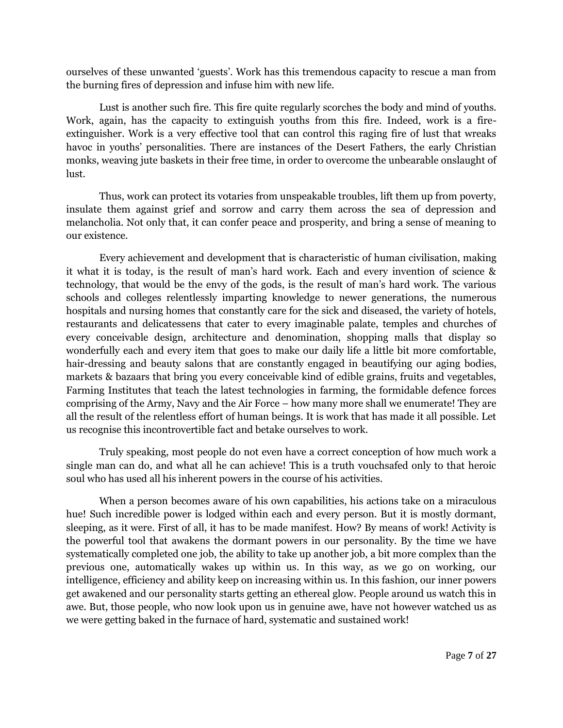ourselves of these unwanted 'guests'. Work has this tremendous capacity to rescue a man from the burning fires of depression and infuse him with new life.

Lust is another such fire. This fire quite regularly scorches the body and mind of youths. Work, again, has the capacity to extinguish youths from this fire. Indeed, work is a fire-extinguisher. Work is a very effective tool that can control this raging fire of lust that wreaks havoc in youths' personalities. There are instances of the Desert Fathers, the early Christian monks, weaving jute baskets in their free time, in order to overcome the unbearable onslaught of lust.

Thus, work can protect its votaries from unspeakable troubles, lift them up from poverty, insulate them against grief and sorrow and carry them across the sea of depression and melancholia. Not only that, it can confer peace and prosperity, and bring a sense of meaning to our existence.

Every achievement and development that is characteristic of human civilisation, making it what it is today, is the result of man's hard work. Each and every invention of science & technology, that would be the envy of the gods, is the result of man's hard work. The various schools and colleges relentlessly imparting knowledge to newer generations, the numerous hospitals and nursing homes that constantly care for the sick and diseased, the variety of hotels, restaurants and delicatessens that cater to every imaginable palate, temples and churches of every conceivable design, architecture and denomination, shopping malls that display so wonderfully each and every item that goes to make our daily life a little bit more comfortable, hair-dressing and beauty salons that are constantly engaged in beautifying our aging bodies, markets & bazaars that bring you every conceivable kind of edible grains, fruits and vegetables, Farming Institutes that teach the latest technologies in farming, the formidable defence forces comprising of the Army, Navy and the Air Force – how many more shall we enumerate! They are all the result of the relentless effort of human beings. It is work that has made it all possible. Let us recognise this incontrovertible fact and betake ourselves to work.

Truly speaking, most people do not even have a correct conception of how much work a single man can do, and what all he can achieve! This is a truth vouchsafed only to that heroic soul who has used all his inherent powers in the course of his activities.

When a person becomes aware of his own capabilities, his actions take on a miraculous hue! Such incredible power is lodged within each and every person. But it is mostly dormant, sleeping, as it were. First of all, it has to be made manifest. How? By means of work! Activity is the powerful tool that awakens the dormant powers in our personality. By the time we have systematically completed one job, the ability to take up another job, a bit more complex than the previous one, automatically wakes up within us. In this way, as we go on working, our intelligence, efficiency and ability keep on increasing within us. In this fashion, our inner powers get awakened and our personality starts getting an ethereal glow. People around us watch this in awe. But, those people, who now look upon us in genuine awe, have not however watched us as we were getting baked in the furnace of hard, systematic and sustained work!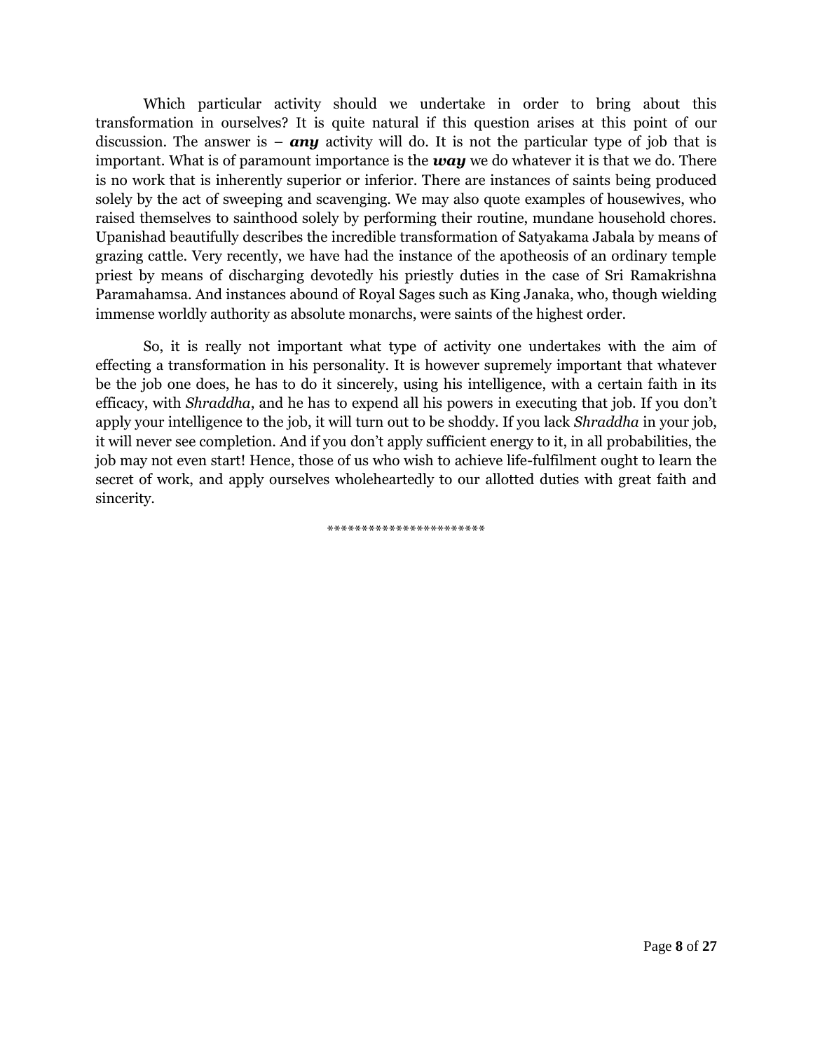Which particular activity should we undertake in order to bring about this transformation in ourselves? It is quite natural if this question arises at this point of our discussion. The answer is – ***any*** activity will do. It is not the particular type of job that is important. What is of paramount importance is the ***way*** we do whatever it is that we do. There is no work that is inherently superior or inferior. There are instances of saints being produced solely by the act of sweeping and scavenging. We may also quote examples of housewives, who raised themselves to sainthood solely by performing their routine, mundane household chores. Upanishad beautifully describes the incredible transformation of Satyakama Jabala by means of grazing cattle. Very recently, we have had the instance of the apotheosis of an ordinary temple priest by means of discharging devotedly his priestly duties in the case of Sri Ramakrishna Paramahamsa. And instances abound of Royal Sages such as King Janaka, who, though wielding immense worldly authority as absolute monarchs, were saints of the highest order.

So, it is really not important what type of activity one undertakes with the aim of effecting a transformation in his personality. It is however supremely important that whatever be the job one does, he has to do it sincerely, using his intelligence, with a certain faith in its efficacy, with *Shraddha*, and he has to expend all his powers in executing that job. If you don't apply your intelligence to the job, it will turn out to be shoddy. If you lack *Shraddha* in your job, it will never see completion. And if you don't apply sufficient energy to it, in all probabilities, the job may not even start! Hence, those of us who wish to achieve life-fulfilment ought to learn the secret of work, and apply ourselves wholeheartedly to our allotted duties with great faith and sincerity.

***********************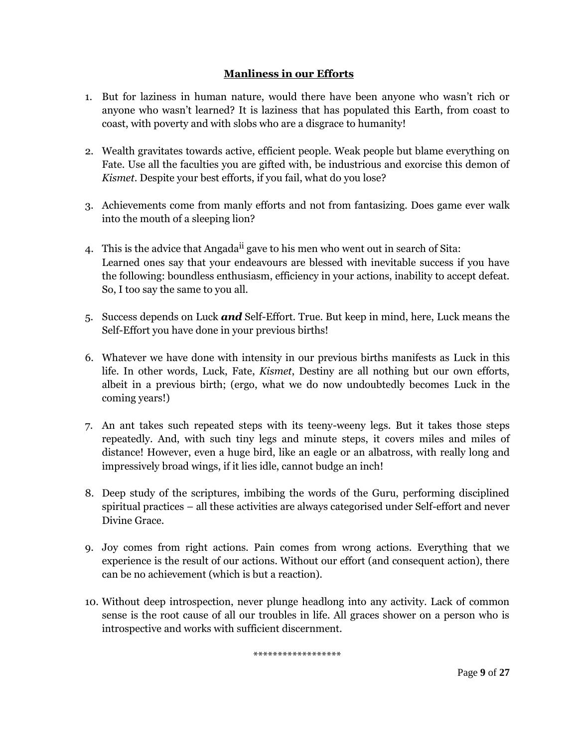## Manliness in our Efforts

1. But for laziness in human nature, would there have been anyone who wasn't rich or anyone who wasn't learned? It is laziness that has populated this Earth, from coast to coast, with poverty and with slobs who are a disgrace to humanity!

2. Wealth gravitates towards active, efficient people. Weak people but blame everything on Fate. Use all the faculties you are gifted with, be industrious and exorcise this demon of *Kismet*. Despite your best efforts, if you fail, what do you lose?

3. Achievements come from manly efforts and not from fantasizing. Does game ever walk into the mouth of a sleeping lion?

4. This is the advice that Angada[ii] gave to his men who went out in search of Sita:
   Learned ones say that your endeavours are blessed with inevitable success if you have the following: boundless enthusiasm, efficiency in your actions, inability to accept defeat. So, I too say the same to you all.

5. Success depends on Luck ***and*** Self-Effort. True. But keep in mind, here, Luck means the Self-Effort you have done in your previous births!

6. Whatever we have done with intensity in our previous births manifests as Luck in this life. In other words, Luck, Fate, *Kismet*, Destiny are all nothing but our own efforts, albeit in a previous birth; (ergo, what we do now undoubtedly becomes Luck in the coming years!)

7. An ant takes such repeated steps with its teeny-weeny legs. But it takes those steps repeatedly. And, with such tiny legs and minute steps, it covers miles and miles of distance! However, even a huge bird, like an eagle or an albatross, with really long and impressively broad wings, if it lies idle, cannot budge an inch!

8. Deep study of the scriptures, imbibing the words of the Guru, performing disciplined spiritual practices – all these activities are always categorised under Self-effort and never Divine Grace.

9. Joy comes from right actions. Pain comes from wrong actions. Everything that we experience is the result of our actions. Without our effort (and consequent action), there can be no achievement (which is but a reaction).

10. Without deep introspection, never plunge headlong into any activity. Lack of common sense is the root cause of all our troubles in life. All graces shower on a person who is introspective and works with sufficient discernment.

******************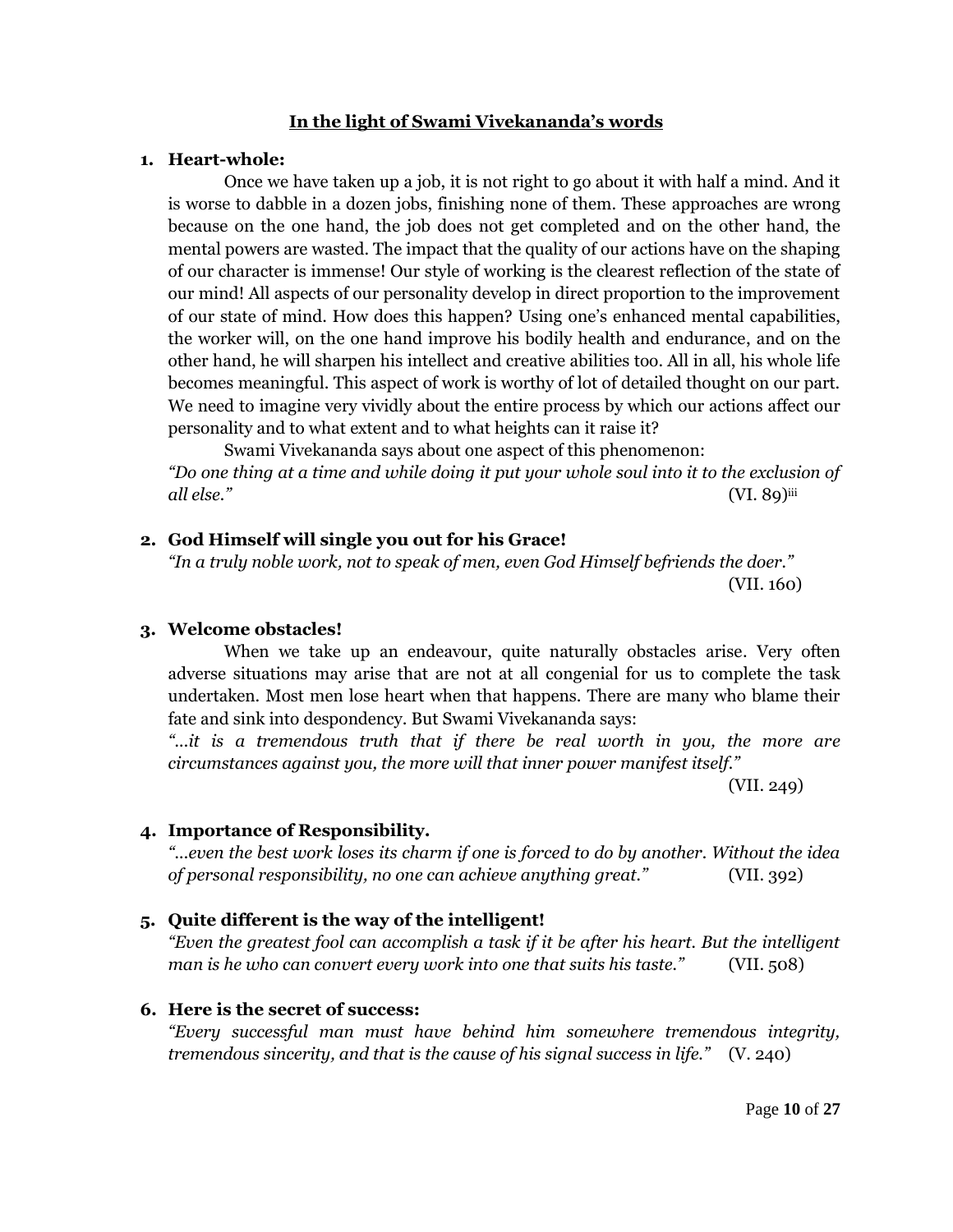## In the light of Swami Vivekananda's words

1. **Heart-whole:**

   Once we have taken up a job, it is not right to go about it with half a mind. And it is worse to dabble in a dozen jobs, finishing none of them. These approaches are wrong because on the one hand, the job does not get completed and on the other hand, the mental powers are wasted. The impact that the quality of our actions have on the shaping of our character is immense! Our style of working is the clearest reflection of the state of our mind! All aspects of our personality develop in direct proportion to the improvement of our state of mind. How does this happen? Using one's enhanced mental capabilities, the worker will, on the one hand improve his bodily health and endurance, and on the other hand, he will sharpen his intellect and creative abilities too. All in all, his whole life becomes meaningful. This aspect of work is worthy of lot of detailed thought on our part. We need to imagine very vividly about the entire process by which our actions affect our personality and to what extent and to what heights can it raise it?

   Swami Vivekananda says about one aspect of this phenomenon:

   *"Do one thing at a time and while doing it put your whole soul into it to the exclusion of all else."* (VI. 89)[iii]

2. **God Himself will single you out for his Grace!**

   *"In a truly noble work, not to speak of men, even God Himself befriends the doer."* (VII. 160)

3. **Welcome obstacles!**

   When we take up an endeavour, quite naturally obstacles arise. Very often adverse situations may arise that are not at all congenial for us to complete the task undertaken. Most men lose heart when that happens. There are many who blame their fate and sink into despondency. But Swami Vivekananda says:

   *"...it is a tremendous truth that if there be real worth in you, the more are circumstances against you, the more will that inner power manifest itself."* (VII. 249)

4. **Importance of Responsibility.**

   *"...even the best work loses its charm if one is forced to do by another. Without the idea of personal responsibility, no one can achieve anything great."* (VII. 392)

5. **Quite different is the way of the intelligent!**

   *"Even the greatest fool can accomplish a task if it be after his heart. But the intelligent man is he who can convert every work into one that suits his taste."* (VII. 508)

6. **Here is the secret of success:**

   *"Every successful man must have behind him somewhere tremendous integrity, tremendous sincerity, and that is the cause of his signal success in life."* (V. 240)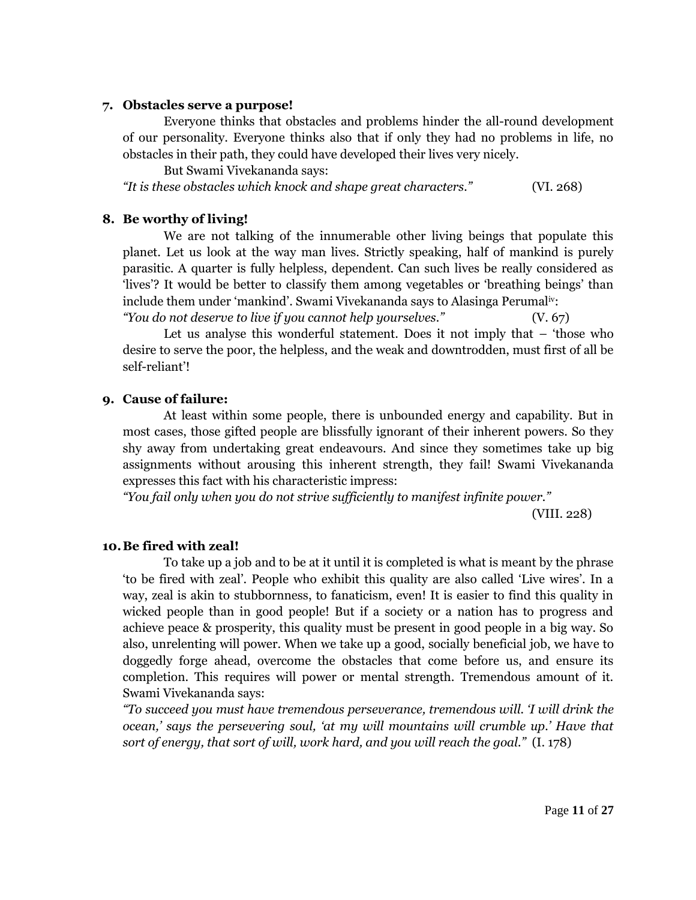**7. Obstacles serve a purpose!**

Everyone thinks that obstacles and problems hinder the all-round development of our personality. Everyone thinks also that if only they had no problems in life, no obstacles in their path, they could have developed their lives very nicely.

But Swami Vivekananda says:

*"It is these obstacles which knock and shape great characters."* (VI. 268)

**8. Be worthy of living!**

We are not talking of the innumerable other living beings that populate this planet. Let us look at the way man lives. Strictly speaking, half of mankind is purely parasitic. A quarter is fully helpless, dependent. Can such lives be really considered as 'lives'? It would be better to classify them among vegetables or 'breathing beings' than include them under 'mankind'. Swami Vivekananda says to Alasinga Perumal[iv]:

*"You do not deserve to live if you cannot help yourselves."* (V. 67)

Let us analyse this wonderful statement. Does it not imply that – 'those who desire to serve the poor, the helpless, and the weak and downtrodden, must first of all be self-reliant'!

**9. Cause of failure:**

At least within some people, there is unbounded energy and capability. But in most cases, those gifted people are blissfully ignorant of their inherent powers. So they shy away from undertaking great endeavours. And since they sometimes take up big assignments without arousing this inherent strength, they fail! Swami Vivekananda expresses this fact with his characteristic impress:

*"You fail only when you do not strive sufficiently to manifest infinite power."*

(VIII. 228)

**10. Be fired with zeal!**

To take up a job and to be at it until it is completed is what is meant by the phrase 'to be fired with zeal'. People who exhibit this quality are also called 'Live wires'. In a way, zeal is akin to stubbornness, to fanaticism, even! It is easier to find this quality in wicked people than in good people! But if a society or a nation has to progress and achieve peace & prosperity, this quality must be present in good people in a big way. So also, unrelenting will power. When we take up a good, socially beneficial job, we have to doggedly forge ahead, overcome the obstacles that come before us, and ensure its completion. This requires will power or mental strength. Tremendous amount of it. Swami Vivekananda says:

*"To succeed you must have tremendous perseverance, tremendous will. 'I will drink the ocean,' says the persevering soul, 'at my will mountains will crumble up.' Have that sort of energy, that sort of will, work hard, and you will reach the goal."* (I. 178)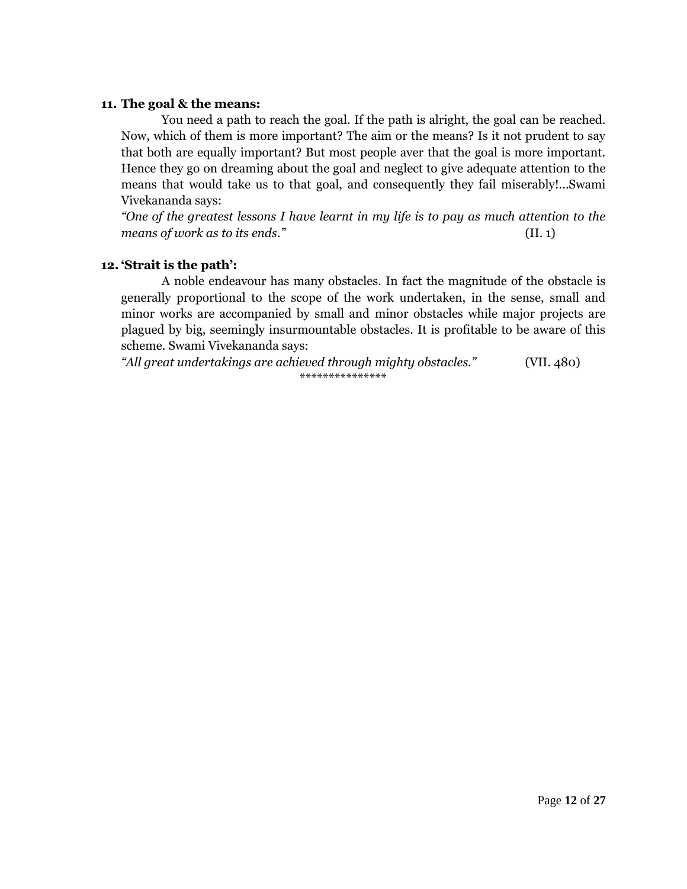**11. The goal & the means:**

You need a path to reach the goal. If the path is alright, the goal can be reached. Now, which of them is more important? The aim or the means? Is it not prudent to say that both are equally important? But most people aver that the goal is more important. Hence they go on dreaming about the goal and neglect to give adequate attention to the means that would take us to that goal, and consequently they fail miserably!...Swami Vivekananda says:

*"One of the greatest lessons I have learnt in my life is to pay as much attention to the means of work as to its ends."* (II. 1)

**12. 'Strait is the path':**

A noble endeavour has many obstacles. In fact the magnitude of the obstacle is generally proportional to the scope of the work undertaken, in the sense, small and minor works are accompanied by small and minor obstacles while major projects are plagued by big, seemingly insurmountable obstacles. It is profitable to be aware of this scheme. Swami Vivekananda says:

*"All great undertakings are achieved through mighty obstacles."* (VII. 480)

***************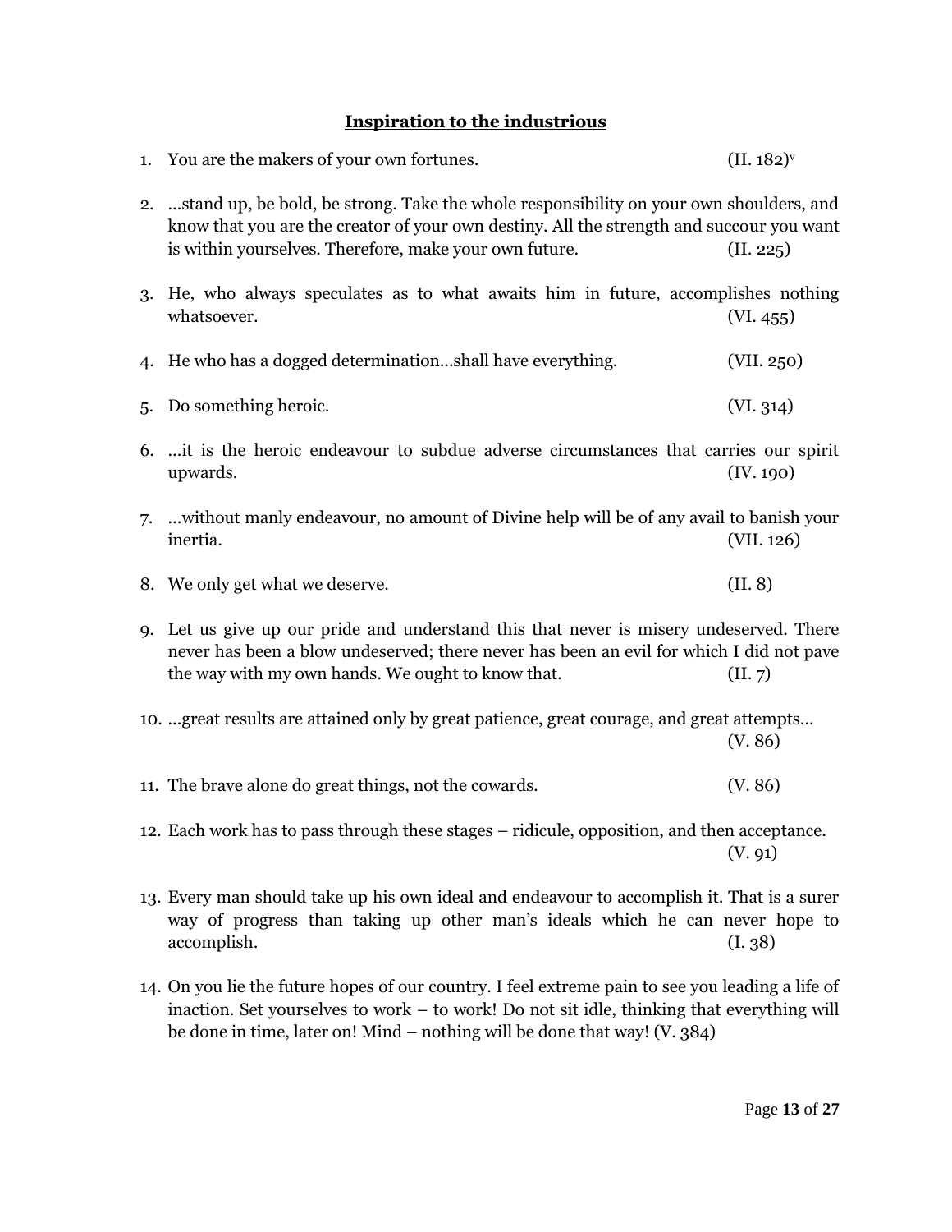## Inspiration to the industrious

1. You are the makers of your own fortunes. (II. 182)[v]

2. …stand up, be bold, be strong. Take the whole responsibility on your own shoulders, and know that you are the creator of your own destiny. All the strength and succour you want is within yourselves. Therefore, make your own future. (II. 225)

3. He, who always speculates as to what awaits him in future, accomplishes nothing whatsoever. (VI. 455)

4. He who has a dogged determination…shall have everything. (VII. 250)

5. Do something heroic. (VI. 314)

6. …it is the heroic endeavour to subdue adverse circumstances that carries our spirit upwards. (IV. 190)

7. …without manly endeavour, no amount of Divine help will be of any avail to banish your inertia. (VII. 126)

8. We only get what we deserve. (II. 8)

9. Let us give up our pride and understand this that never is misery undeserved. There never has been a blow undeserved; there never has been an evil for which I did not pave the way with my own hands. We ought to know that. (II. 7)

10. …great results are attained only by great patience, great courage, and great attempts… (V. 86)

11. The brave alone do great things, not the cowards. (V. 86)

12. Each work has to pass through these stages – ridicule, opposition, and then acceptance. (V. 91)

13. Every man should take up his own ideal and endeavour to accomplish it. That is a surer way of progress than taking up other man's ideals which he can never hope to accomplish. (I. 38)

14. On you lie the future hopes of our country. I feel extreme pain to see you leading a life of inaction. Set yourselves to work – to work! Do not sit idle, thinking that everything will be done in time, later on! Mind – nothing will be done that way! (V. 384)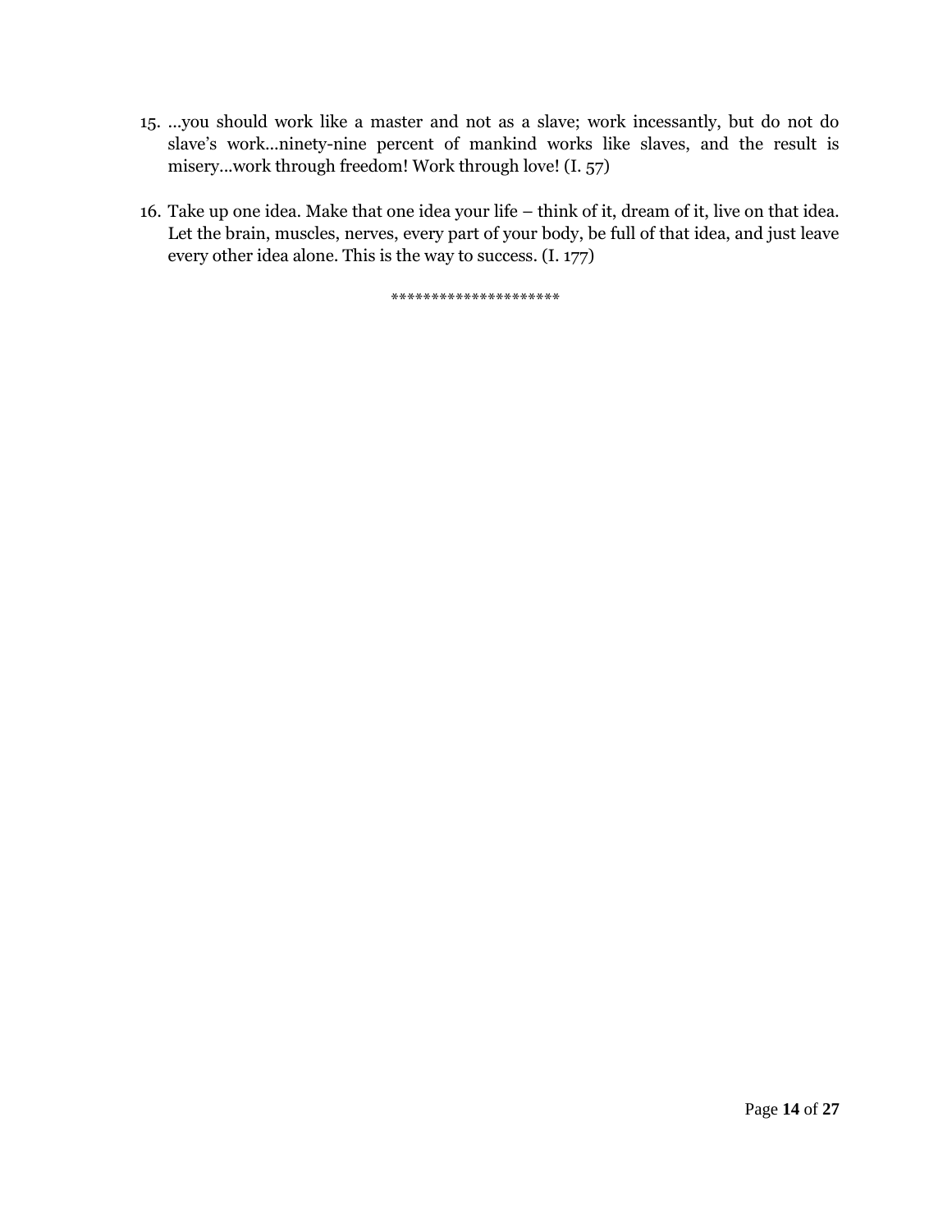15. ...you should work like a master and not as a slave; work incessantly, but do not do slave's work...ninety-nine percent of mankind works like slaves, and the result is misery...work through freedom! Work through love! (I. 57)

16. Take up one idea. Make that one idea your life – think of it, dream of it, live on that idea. Let the brain, muscles, nerves, every part of your body, be full of that idea, and just leave every other idea alone. This is the way to success. (I. 177)

*********************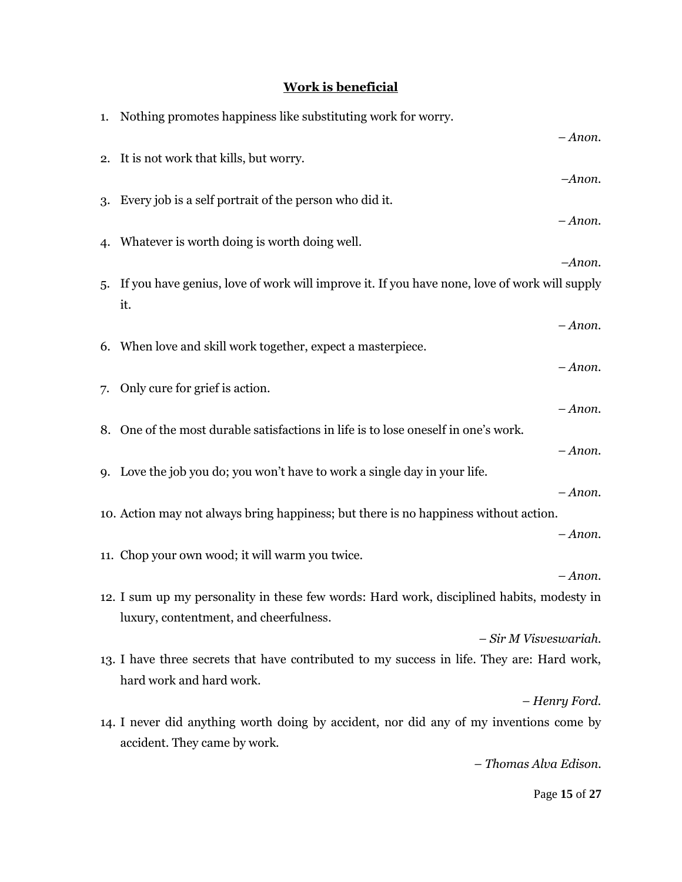## Work is beneficial

1. Nothing promotes happiness like substituting work for worry.

   – *Anon.*

2. It is not work that kills, but worry.

   –*Anon.*

3. Every job is a self portrait of the person who did it.

   – *Anon.*

4. Whatever is worth doing is worth doing well.

   –*Anon.*

5. If you have genius, love of work will improve it. If you have none, love of work will supply it.

   – *Anon.*

6. When love and skill work together, expect a masterpiece.

   – *Anon.*

7. Only cure for grief is action.

   – *Anon.*

8. One of the most durable satisfactions in life is to lose oneself in one's work.

   – *Anon.*

9. Love the job you do; you won't have to work a single day in your life.

   – *Anon.*

10. Action may not always bring happiness; but there is no happiness without action.

    – *Anon.*

11. Chop your own wood; it will warm you twice.

    – *Anon.*

12. I sum up my personality in these few words: Hard work, disciplined habits, modesty in luxury, contentment, and cheerfulness.

    – *Sir M Visveswariah.*

13. I have three secrets that have contributed to my success in life. They are: Hard work, hard work and hard work.

    – *Henry Ford.*

14. I never did anything worth doing by accident, nor did any of my inventions come by accident. They came by work.

    – *Thomas Alva Edison.*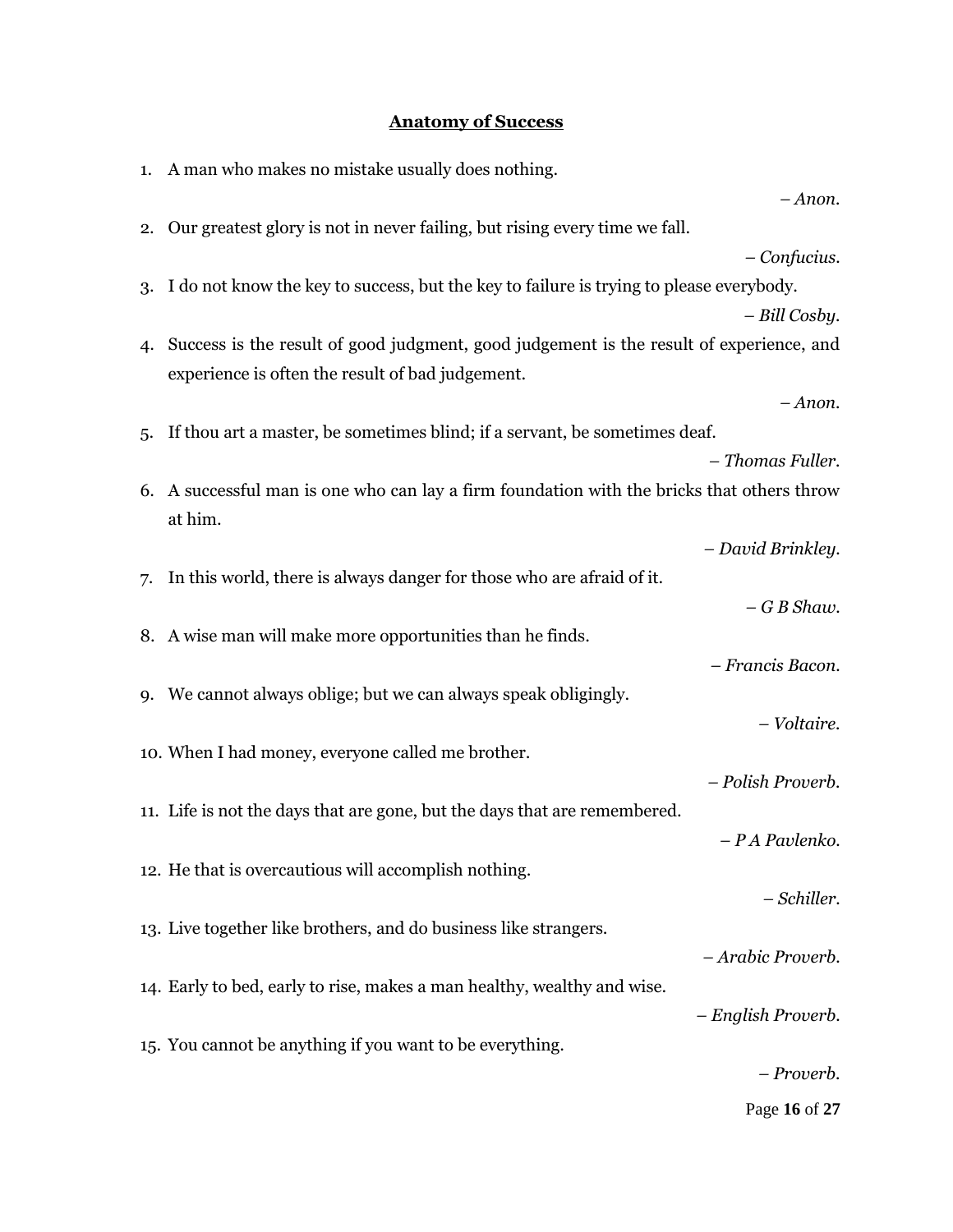## Anatomy of Success

1. A man who makes no mistake usually does nothing.

   *– Anon.*

2. Our greatest glory is not in never failing, but rising every time we fall.

   *– Confucius.*

3. I do not know the key to success, but the key to failure is trying to please everybody.

   *– Bill Cosby.*

4. Success is the result of good judgment, good judgement is the result of experience, and experience is often the result of bad judgement.

   *– Anon.*

5. If thou art a master, be sometimes blind; if a servant, be sometimes deaf.

   *– Thomas Fuller.*

6. A successful man is one who can lay a firm foundation with the bricks that others throw at him.

   *– David Brinkley.*

7. In this world, there is always danger for those who are afraid of it.

   *– G B Shaw.*

8. A wise man will make more opportunities than he finds.

   *– Francis Bacon.*

9. We cannot always oblige; but we can always speak obligingly.

   *– Voltaire.*

10. When I had money, everyone called me brother.

    *– Polish Proverb.*

11. Life is not the days that are gone, but the days that are remembered.

    *– P A Pavlenko.*

12. He that is overcautious will accomplish nothing.

    *– Schiller.*

13. Live together like brothers, and do business like strangers.

    *– Arabic Proverb.*

14. Early to bed, early to rise, makes a man healthy, wealthy and wise.

    *– English Proverb.*

15. You cannot be anything if you want to be everything.

    *– Proverb.*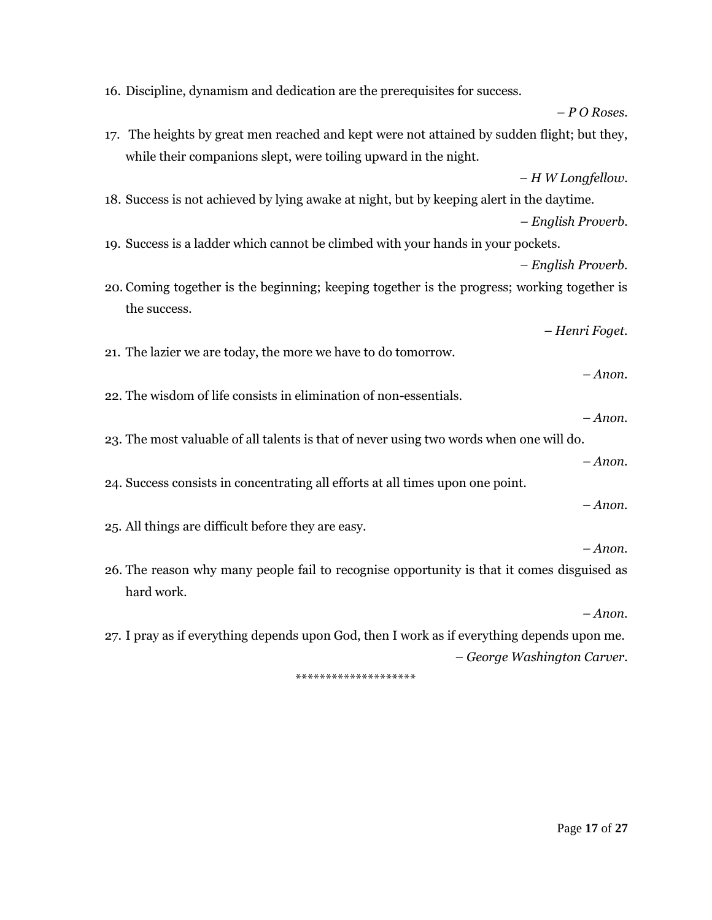16. Discipline, dynamism and dedication are the prerequisites for success.

    – *P O Roses.*

17. The heights by great men reached and kept were not attained by sudden flight; but they, while their companions slept, were toiling upward in the night.

    – *H W Longfellow.*

18. Success is not achieved by lying awake at night, but by keeping alert in the daytime.

    – *English Proverb.*

19. Success is a ladder which cannot be climbed with your hands in your pockets.

    – *English Proverb.*

20. Coming together is the beginning; keeping together is the progress; working together is the success.

    – *Henri Foget.*

21. The lazier we are today, the more we have to do tomorrow.

    – *Anon.*

22. The wisdom of life consists in elimination of non-essentials.

    – *Anon.*

23. The most valuable of all talents is that of never using two words when one will do.

    – *Anon.*

24. Success consists in concentrating all efforts at all times upon one point.

    – *Anon.*

25. All things are difficult before they are easy.

    – *Anon.*

26. The reason why many people fail to recognise opportunity is that it comes disguised as hard work.

    – *Anon.*

27. I pray as if everything depends upon God, then I work as if everything depends upon me.

    – *George Washington Carver.*

********************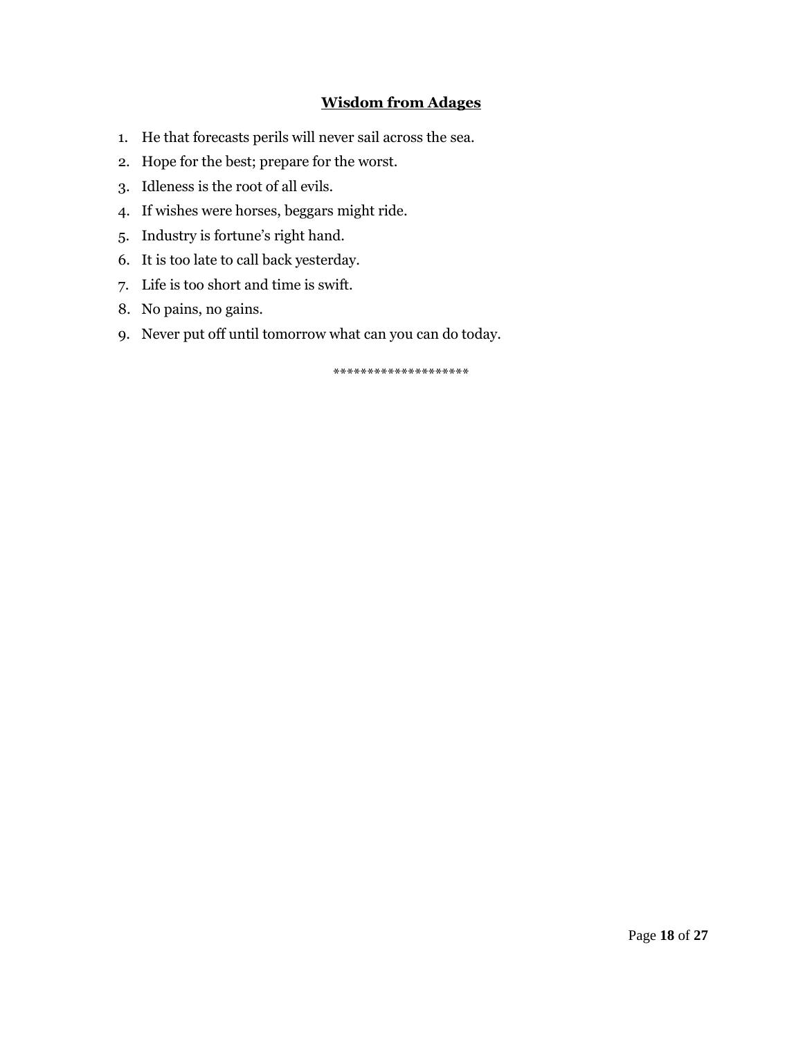## Wisdom from Adages

1. He that forecasts perils will never sail across the sea.
2. Hope for the best; prepare for the worst.
3. Idleness is the root of all evils.
4. If wishes were horses, beggars might ride.
5. Industry is fortune's right hand.
6. It is too late to call back yesterday.
7. Life is too short and time is swift.
8. No pains, no gains.
9. Never put off until tomorrow what can you can do today.

********************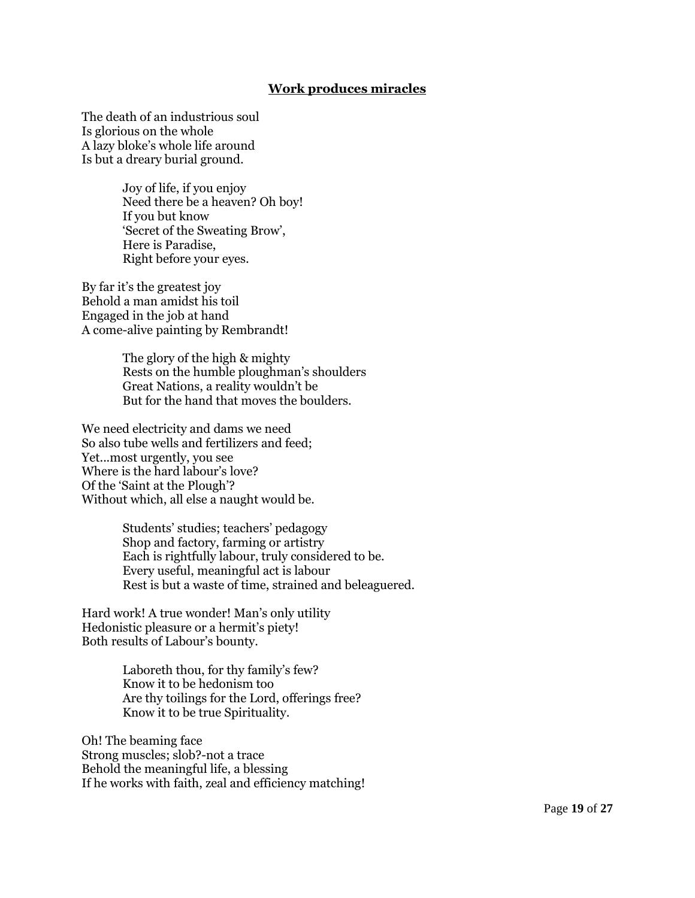# **Work produces miracles**

The death of an industrious soul
Is glorious on the whole
A lazy bloke's whole life around
Is but a dreary burial ground.

Joy of life, if you enjoy
Need there be a heaven? Oh boy!
If you but know
'Secret of the Sweating Brow',
Here is Paradise,
Right before your eyes.

By far it's the greatest joy
Behold a man amidst his toil
Engaged in the job at hand
A come-alive painting by Rembrandt!

The glory of the high & mighty
Rests on the humble ploughman's shoulders
Great Nations, a reality wouldn't be
But for the hand that moves the boulders.

We need electricity and dams we need
So also tube wells and fertilizers and feed;
Yet...most urgently, you see
Where is the hard labour's love?
Of the 'Saint at the Plough'?
Without which, all else a naught would be.

Students' studies; teachers' pedagogy
Shop and factory, farming or artistry
Each is rightfully labour, truly considered to be.
Every useful, meaningful act is labour
Rest is but a waste of time, strained and beleaguered.

Hard work! A true wonder! Man's only utility
Hedonistic pleasure or a hermit's piety!
Both results of Labour's bounty.

Laboreth thou, for thy family's few?
Know it to be hedonism too
Are thy toilings for the Lord, offerings free?
Know it to be true Spirituality.

Oh! The beaming face
Strong muscles; slob?-not a trace
Behold the meaningful life, a blessing
If he works with faith, zeal and efficiency matching!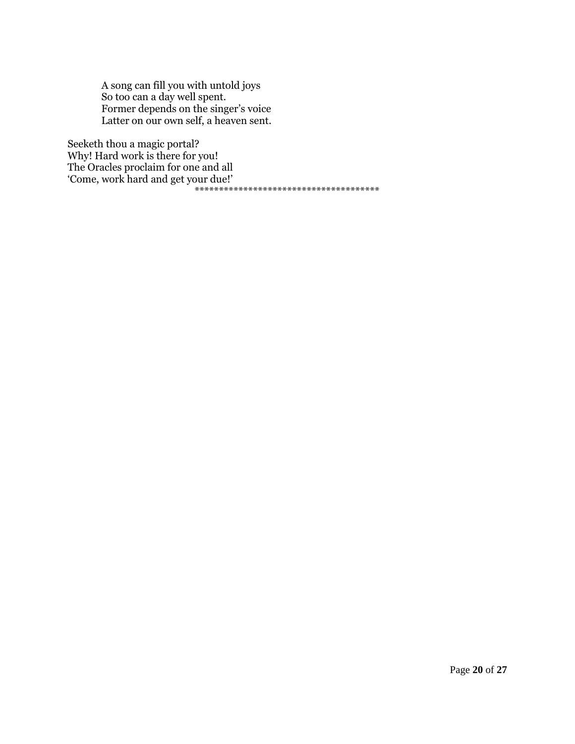A song can fill you with untold joys  
So too can a day well spent.  
Former depends on the singer's voice  
Latter on our own self, a heaven sent.

Seeketh thou a magic portal?  
Why! Hard work is there for you!  
The Oracles proclaim for one and all  
'Come, work hard and get your due!'

**************************************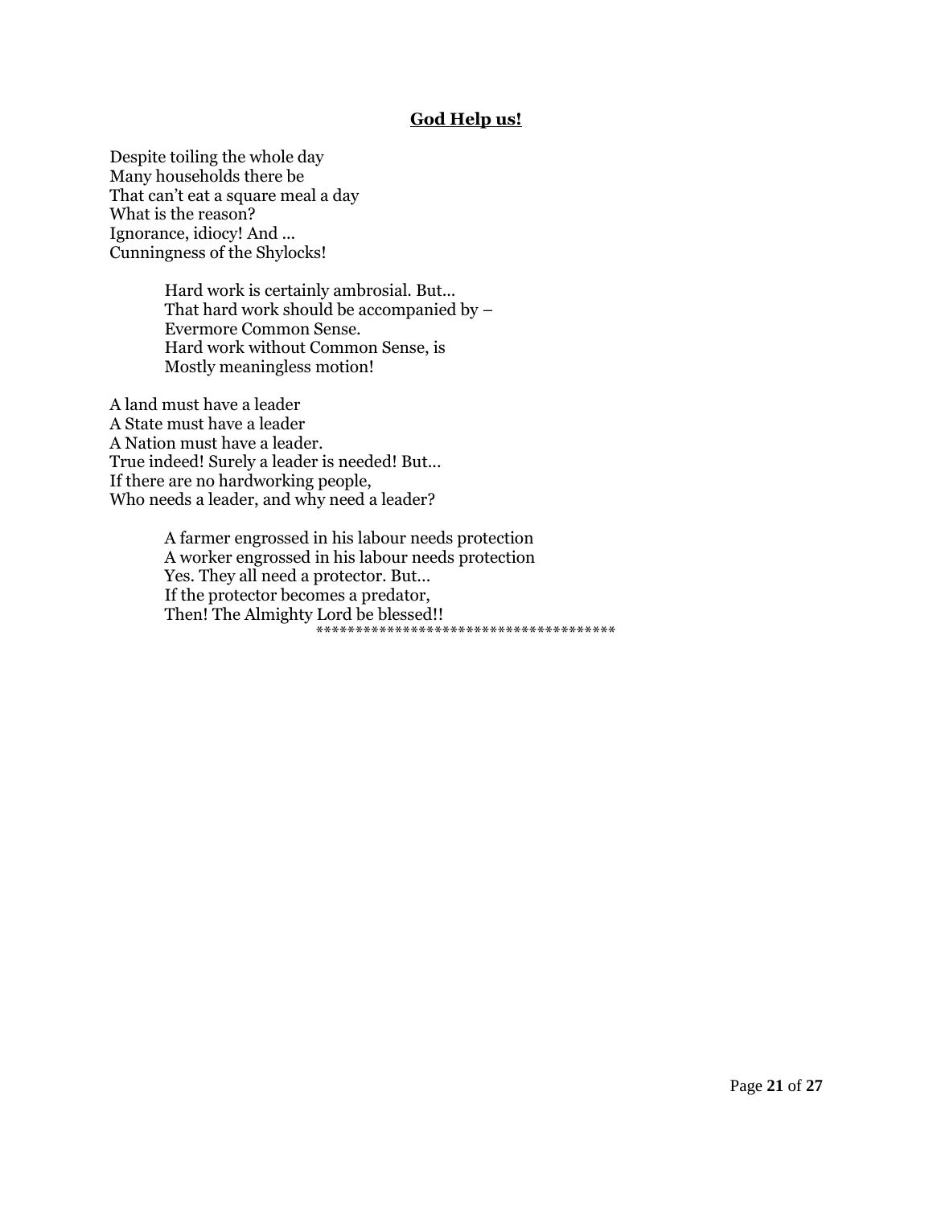## **God Help us!**

Despite toiling the whole day  
Many households there be  
That can’t eat a square meal a day  
What is the reason?  
Ignorance, idiocy! And ...  
Cunningness of the Shylocks!

> Hard work is certainly ambrosial. But...  
> That hard work should be accompanied by –  
> Evermore Common Sense.  
> Hard work without Common Sense, is  
> Mostly meaningless motion!

A land must have a leader  
A State must have a leader  
A Nation must have a leader.  
True indeed! Surely a leader is needed! But...  
If there are no hardworking people,  
Who needs a leader, and why need a leader?

> A farmer engrossed in his labour needs protection  
> A worker engrossed in his labour needs protection  
> Yes. They all need a protector. But...  
> If the protector becomes a predator,  
> Then! The Almighty Lord be blessed!!

**************************************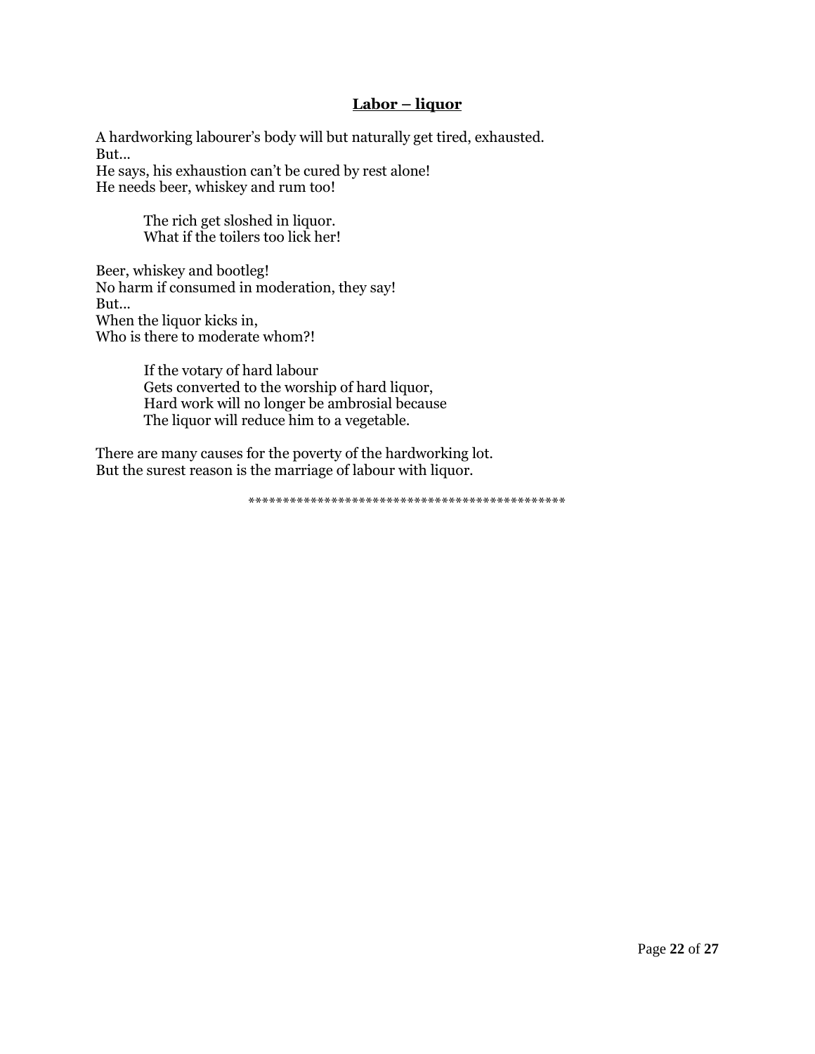## **Labor – liquor**

A hardworking labourer's body will but naturally get tired, exhausted.
But…
He says, his exhaustion can't be cured by rest alone!
He needs beer, whiskey and rum too!

> The rich get sloshed in liquor.
> What if the toilers too lick her!

Beer, whiskey and bootleg!
No harm if consumed in moderation, they say!
But…
When the liquor kicks in,
Who is there to moderate whom?!

> If the votary of hard labour
> Gets converted to the worship of hard liquor,
> Hard work will no longer be ambrosial because
> The liquor will reduce him to a vegetable.

There are many causes for the poverty of the hardworking lot.
But the surest reason is the marriage of labour with liquor.

\*\*\*\*\*\*\*\*\*\*\*\*\*\*\*\*\*\*\*\*\*\*\*\*\*\*\*\*\*\*\*\*\*\*\*\*\*\*\*\*\*\*\*\*\*\*\*\*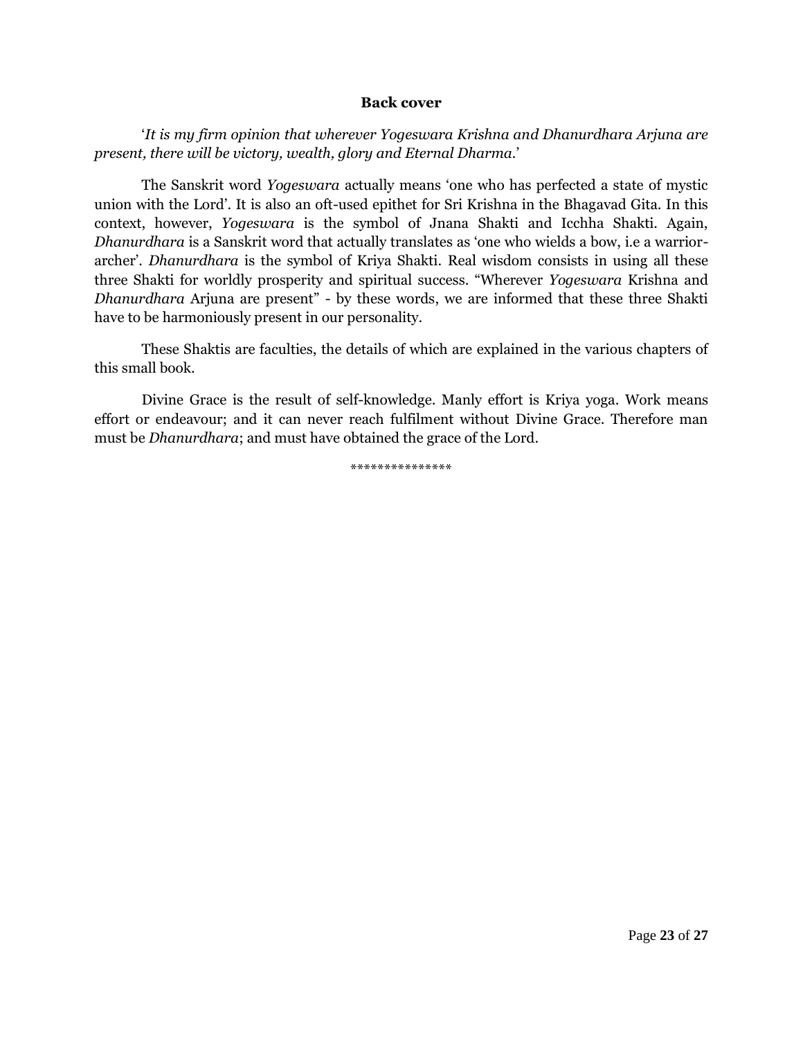**Back cover**

'*It is my firm opinion that wherever Yogeswara Krishna and Dhanurdhara Arjuna are present, there will be victory, wealth, glory and Eternal Dharma.*'

The Sanskrit word *Yogeswara* actually means 'one who has perfected a state of mystic union with the Lord'. It is also an oft-used epithet for Sri Krishna in the Bhagavad Gita. In this context, however, *Yogeswara* is the symbol of Jnana Shakti and Icchha Shakti. Again, *Dhanurdhara* is a Sanskrit word that actually translates as 'one who wields a bow, i.e a warrior-archer'. *Dhanurdhara* is the symbol of Kriya Shakti. Real wisdom consists in using all these three Shakti for worldly prosperity and spiritual success. "Wherever *Yogeswara* Krishna and *Dhanurdhara* Arjuna are present" - by these words, we are informed that these three Shakti have to be harmoniously present in our personality.

These Shaktis are faculties, the details of which are explained in the various chapters of this small book.

Divine Grace is the result of self-knowledge. Manly effort is Kriya yoga. Work means effort or endeavour; and it can never reach fulfilment without Divine Grace. Therefore man must be *Dhanurdhara*; and must have obtained the grace of the Lord.

***************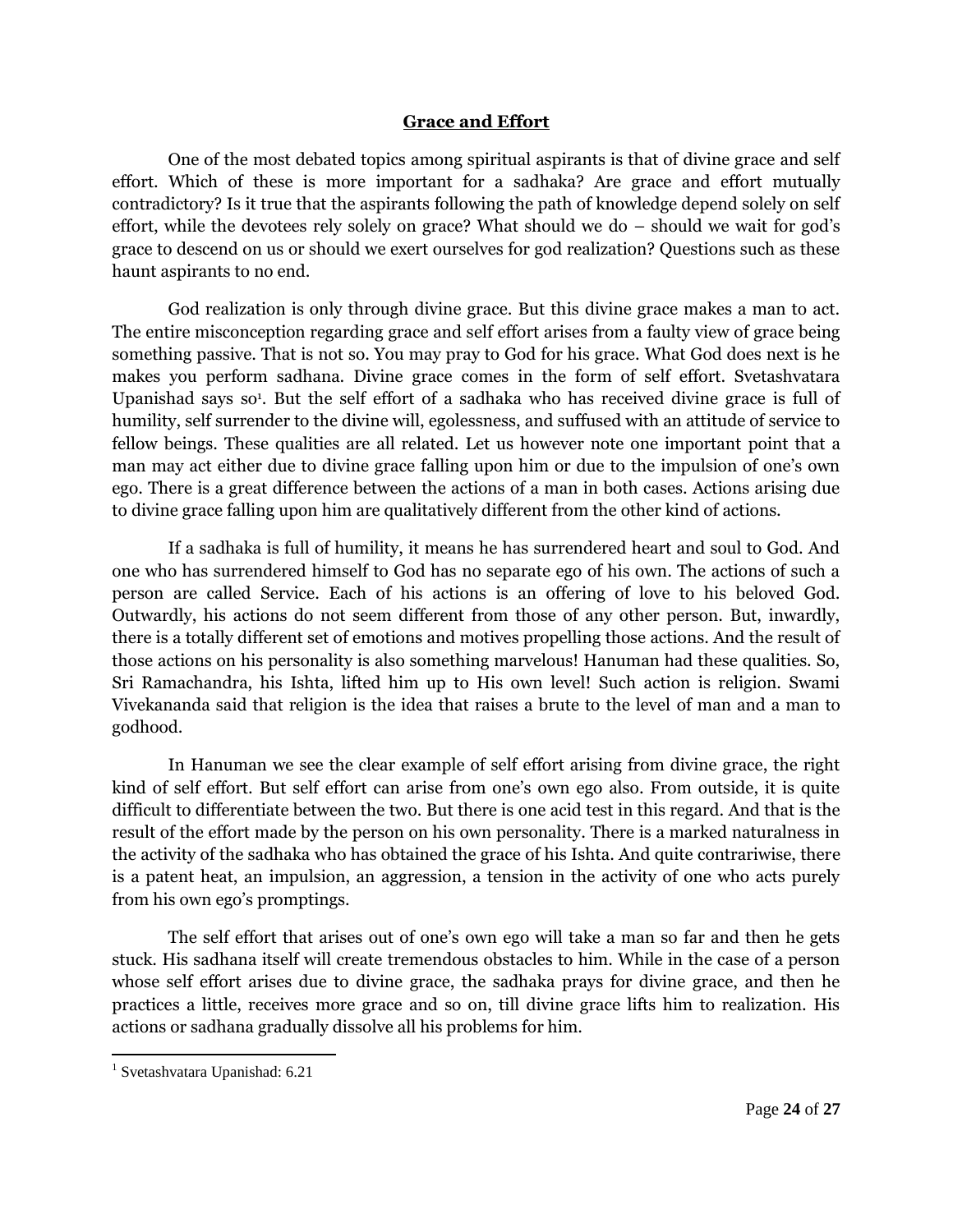## **Grace and Effort**

One of the most debated topics among spiritual aspirants is that of divine grace and self effort. Which of these is more important for a sadhaka? Are grace and effort mutually contradictory? Is it true that the aspirants following the path of knowledge depend solely on self effort, while the devotees rely solely on grace? What should we do – should we wait for god's grace to descend on us or should we exert ourselves for god realization? Questions such as these haunt aspirants to no end.

God realization is only through divine grace. But this divine grace makes a man to act. The entire misconception regarding grace and self effort arises from a faulty view of grace being something passive. That is not so. You may pray to God for his grace. What God does next is he makes you perform sadhana. Divine grace comes in the form of self effort. Svetashvatara Upanishad says so[1]. But the self effort of a sadhaka who has received divine grace is full of humility, self surrender to the divine will, egolessness, and suffused with an attitude of service to fellow beings. These qualities are all related. Let us however note one important point that a man may act either due to divine grace falling upon him or due to the impulsion of one's own ego. There is a great difference between the actions of a man in both cases. Actions arising due to divine grace falling upon him are qualitatively different from the other kind of actions.

If a sadhaka is full of humility, it means he has surrendered heart and soul to God. And one who has surrendered himself to God has no separate ego of his own. The actions of such a person are called Service. Each of his actions is an offering of love to his beloved God. Outwardly, his actions do not seem different from those of any other person. But, inwardly, there is a totally different set of emotions and motives propelling those actions. And the result of those actions on his personality is also something marvelous! Hanuman had these qualities. So, Sri Ramachandra, his Ishta, lifted him up to His own level! Such action is religion. Swami Vivekananda said that religion is the idea that raises a brute to the level of man and a man to godhood.

In Hanuman we see the clear example of self effort arising from divine grace, the right kind of self effort. But self effort can arise from one's own ego also. From outside, it is quite difficult to differentiate between the two. But there is one acid test in this regard. And that is the result of the effort made by the person on his own personality. There is a marked naturalness in the activity of the sadhaka who has obtained the grace of his Ishta. And quite contrariwise, there is a patent heat, an impulsion, an aggression, a tension in the activity of one who acts purely from his own ego's promptings.

The self effort that arises out of one's own ego will take a man so far and then he gets stuck. His sadhana itself will create tremendous obstacles to him. While in the case of a person whose self effort arises due to divine grace, the sadhaka prays for divine grace, and then he practices a little, receives more grace and so on, till divine grace lifts him to realization. His actions or sadhana gradually dissolve all his problems for him.

---

[1] Svetashvatara Upanishad: 6.21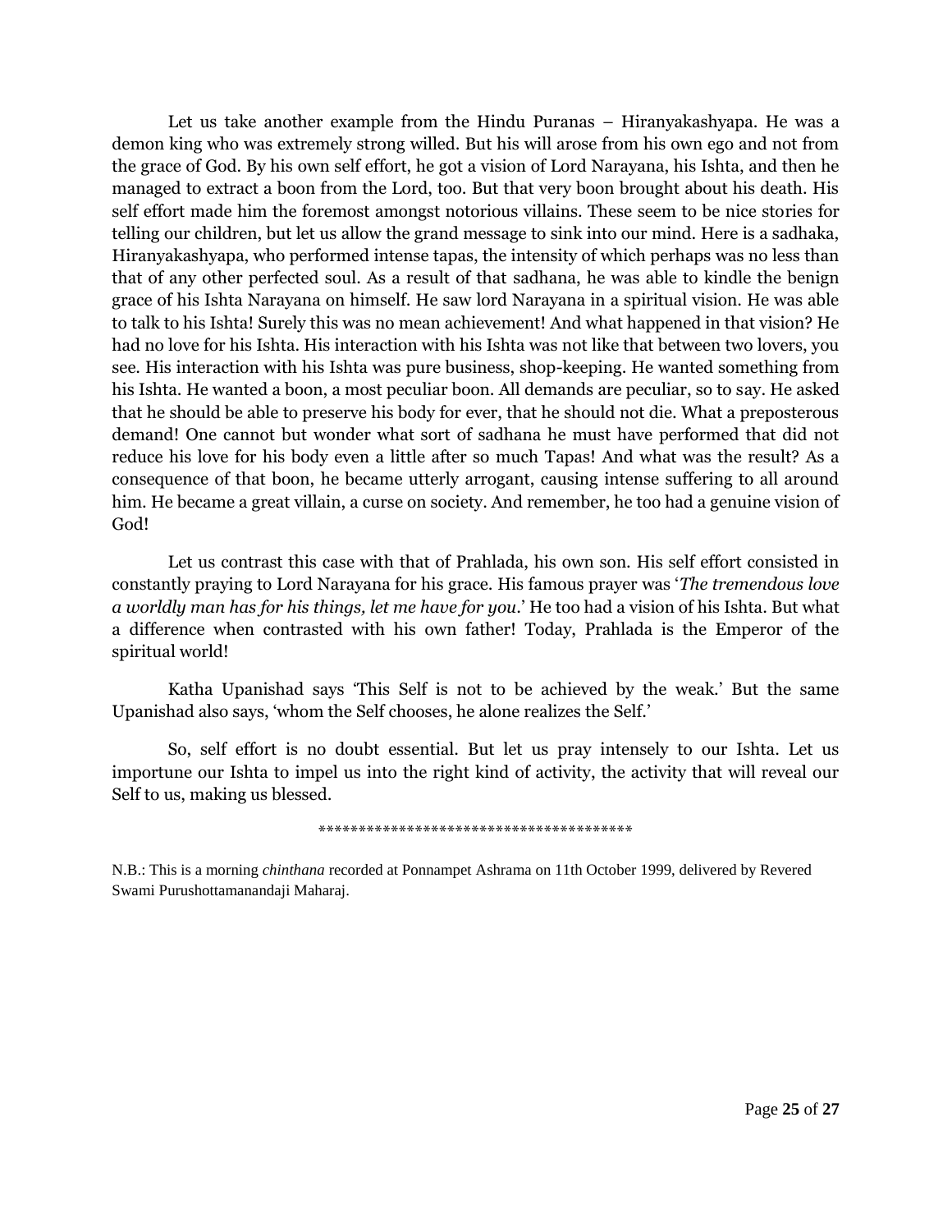Let us take another example from the Hindu Puranas – Hiranyakashyapa. He was a demon king who was extremely strong willed. But his will arose from his own ego and not from the grace of God. By his own self effort, he got a vision of Lord Narayana, his Ishta, and then he managed to extract a boon from the Lord, too. But that very boon brought about his death. His self effort made him the foremost amongst notorious villains. These seem to be nice stories for telling our children, but let us allow the grand message to sink into our mind. Here is a sadhaka, Hiranyakashyapa, who performed intense tapas, the intensity of which perhaps was no less than that of any other perfected soul. As a result of that sadhana, he was able to kindle the benign grace of his Ishta Narayana on himself. He saw lord Narayana in a spiritual vision. He was able to talk to his Ishta! Surely this was no mean achievement! And what happened in that vision? He had no love for his Ishta. His interaction with his Ishta was not like that between two lovers, you see. His interaction with his Ishta was pure business, shop-keeping. He wanted something from his Ishta. He wanted a boon, a most peculiar boon. All demands are peculiar, so to say. He asked that he should be able to preserve his body for ever, that he should not die. What a preposterous demand! One cannot but wonder what sort of sadhana he must have performed that did not reduce his love for his body even a little after so much Tapas! And what was the result? As a consequence of that boon, he became utterly arrogant, causing intense suffering to all around him. He became a great villain, a curse on society. And remember, he too had a genuine vision of God!

Let us contrast this case with that of Prahlada, his own son. His self effort consisted in constantly praying to Lord Narayana for his grace. His famous prayer was '*The tremendous love a worldly man has for his things, let me have for you*.' He too had a vision of his Ishta. But what a difference when contrasted with his own father! Today, Prahlada is the Emperor of the spiritual world!

Katha Upanishad says 'This Self is not to be achieved by the weak.' But the same Upanishad also says, 'whom the Self chooses, he alone realizes the Self.'

So, self effort is no doubt essential. But let us pray intensely to our Ishta. Let us importune our Ishta to impel us into the right kind of activity, the activity that will reveal our Self to us, making us blessed.

****************************************

N.B.: This is a morning *chinthana* recorded at Ponnampet Ashrama on 11th October 1999, delivered by Revered Swami Purushottamanandaji Maharaj.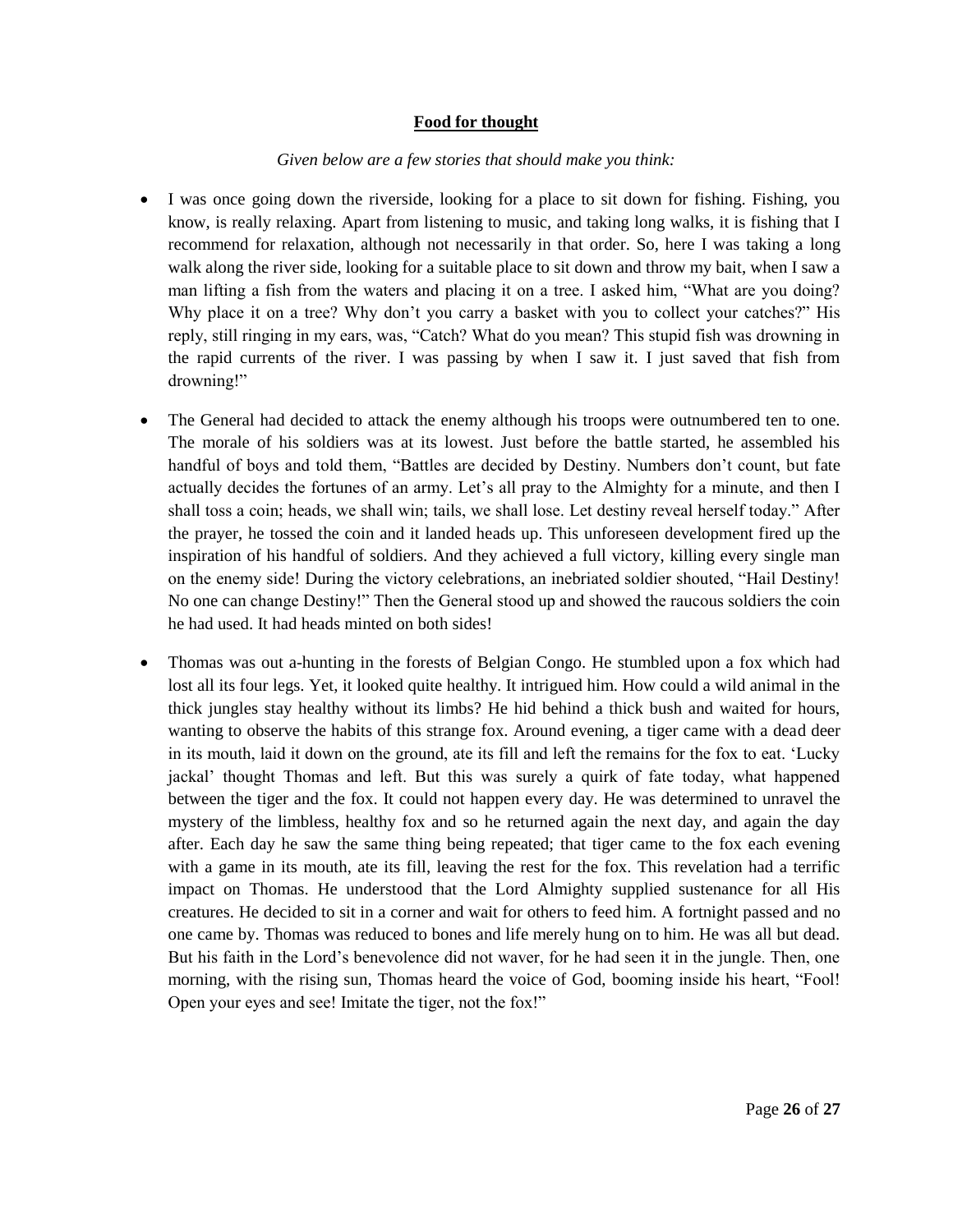**Food for thought**

*Given below are a few stories that should make you think:*

- I was once going down the riverside, looking for a place to sit down for fishing. Fishing, you know, is really relaxing. Apart from listening to music, and taking long walks, it is fishing that I recommend for relaxation, although not necessarily in that order. So, here I was taking a long walk along the river side, looking for a suitable place to sit down and throw my bait, when I saw a man lifting a fish from the waters and placing it on a tree. I asked him, "What are you doing? Why place it on a tree? Why don't you carry a basket with you to collect your catches?" His reply, still ringing in my ears, was, "Catch? What do you mean? This stupid fish was drowning in the rapid currents of the river. I was passing by when I saw it. I just saved that fish from drowning!"

- The General had decided to attack the enemy although his troops were outnumbered ten to one. The morale of his soldiers was at its lowest. Just before the battle started, he assembled his handful of boys and told them, "Battles are decided by Destiny. Numbers don't count, but fate actually decides the fortunes of an army. Let's all pray to the Almighty for a minute, and then I shall toss a coin; heads, we shall win; tails, we shall lose. Let destiny reveal herself today." After the prayer, he tossed the coin and it landed heads up. This unforeseen development fired up the inspiration of his handful of soldiers. And they achieved a full victory, killing every single man on the enemy side! During the victory celebrations, an inebriated soldier shouted, "Hail Destiny! No one can change Destiny!" Then the General stood up and showed the raucous soldiers the coin he had used. It had heads minted on both sides!

- Thomas was out a-hunting in the forests of Belgian Congo. He stumbled upon a fox which had lost all its four legs. Yet, it looked quite healthy. It intrigued him. How could a wild animal in the thick jungles stay healthy without its limbs? He hid behind a thick bush and waited for hours, wanting to observe the habits of this strange fox. Around evening, a tiger came with a dead deer in its mouth, laid it down on the ground, ate its fill and left the remains for the fox to eat. 'Lucky jackal' thought Thomas and left. But this was surely a quirk of fate today, what happened between the tiger and the fox. It could not happen every day. He was determined to unravel the mystery of the limbless, healthy fox and so he returned again the next day, and again the day after. Each day he saw the same thing being repeated; that tiger came to the fox each evening with a game in its mouth, ate its fill, leaving the rest for the fox. This revelation had a terrific impact on Thomas. He understood that the Lord Almighty supplied sustenance for all His creatures. He decided to sit in a corner and wait for others to feed him. A fortnight passed and no one came by. Thomas was reduced to bones and life merely hung on to him. He was all but dead. But his faith in the Lord's benevolence did not waver, for he had seen it in the jungle. Then, one morning, with the rising sun, Thomas heard the voice of God, booming inside his heart, "Fool! Open your eyes and see! Imitate the tiger, not the fox!"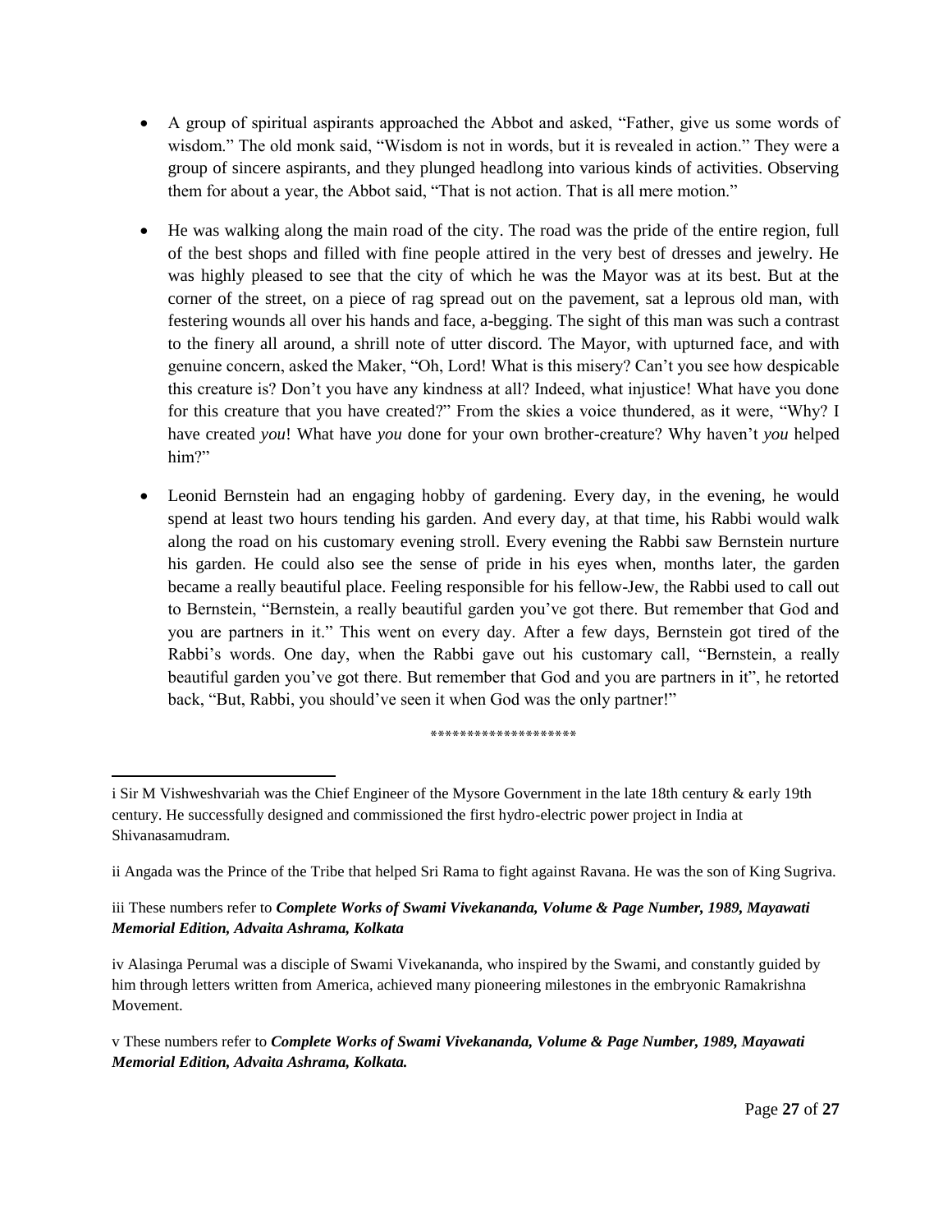- A group of spiritual aspirants approached the Abbot and asked, "Father, give us some words of wisdom." The old monk said, "Wisdom is not in words, but it is revealed in action." They were a group of sincere aspirants, and they plunged headlong into various kinds of activities. Observing them for about a year, the Abbot said, "That is not action. That is all mere motion."

- He was walking along the main road of the city. The road was the pride of the entire region, full of the best shops and filled with fine people attired in the very best of dresses and jewelry. He was highly pleased to see that the city of which he was the Mayor was at its best. But at the corner of the street, on a piece of rag spread out on the pavement, sat a leprous old man, with festering wounds all over his hands and face, a-begging. The sight of this man was such a contrast to the finery all around, a shrill note of utter discord. The Mayor, with upturned face, and with genuine concern, asked the Maker, "Oh, Lord! What is this misery? Can't you see how despicable this creature is? Don't you have any kindness at all? Indeed, what injustice! What have you done for this creature that you have created?" From the skies a voice thundered, as it were, "Why? I have created *you*! What have *you* done for your own brother-creature? Why haven't *you* helped him?"

- Leonid Bernstein had an engaging hobby of gardening. Every day, in the evening, he would spend at least two hours tending his garden. And every day, at that time, his Rabbi would walk along the road on his customary evening stroll. Every evening the Rabbi saw Bernstein nurture his garden. He could also see the sense of pride in his eyes when, months later, the garden became a really beautiful place. Feeling responsible for his fellow-Jew, the Rabbi used to call out to Bernstein, "Bernstein, a really beautiful garden you've got there. But remember that God and you are partners in it." This went on every day. After a few days, Bernstein got tired of the Rabbi's words. One day, when the Rabbi gave out his customary call, "Bernstein, a really beautiful garden you've got there. But remember that God and you are partners in it", he retorted back, "But, Rabbi, you should've seen it when God was the only partner!"

********************

---

i Sir M Vishweshvariah was the Chief Engineer of the Mysore Government in the late 18th century & early 19th century. He successfully designed and commissioned the first hydro-electric power project in India at Shivanasamudram.

ii Angada was the Prince of the Tribe that helped Sri Rama to fight against Ravana. He was the son of King Sugriva.

iii These numbers refer to ***Complete Works of Swami Vivekananda, Volume & Page Number, 1989, Mayawati Memorial Edition, Advaita Ashrama, Kolkata***

iv Alasinga Perumal was a disciple of Swami Vivekananda, who inspired by the Swami, and constantly guided by him through letters written from America, achieved many pioneering milestones in the embryonic Ramakrishna Movement.

v These numbers refer to ***Complete Works of Swami Vivekananda, Volume & Page Number, 1989, Mayawati Memorial Edition, Advaita Ashrama, Kolkata.***